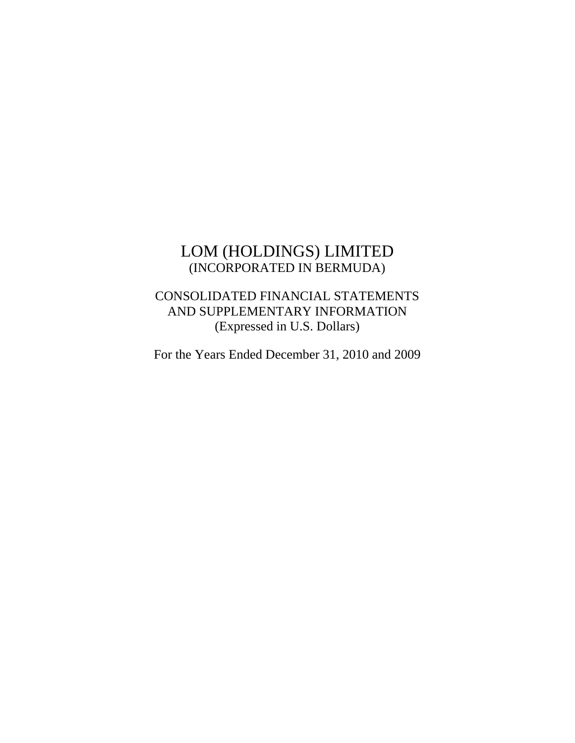# LOM (HOLDINGS) LIMITED

(INCORPORATED IN BERMUDA)

CONSOLIDATED FINANCIAL STATEMENTS
AND SUPPLEMENTARY INFORMATION
(Expressed in U.S. Dollars)

For the Years Ended December 31, 2010 and 2009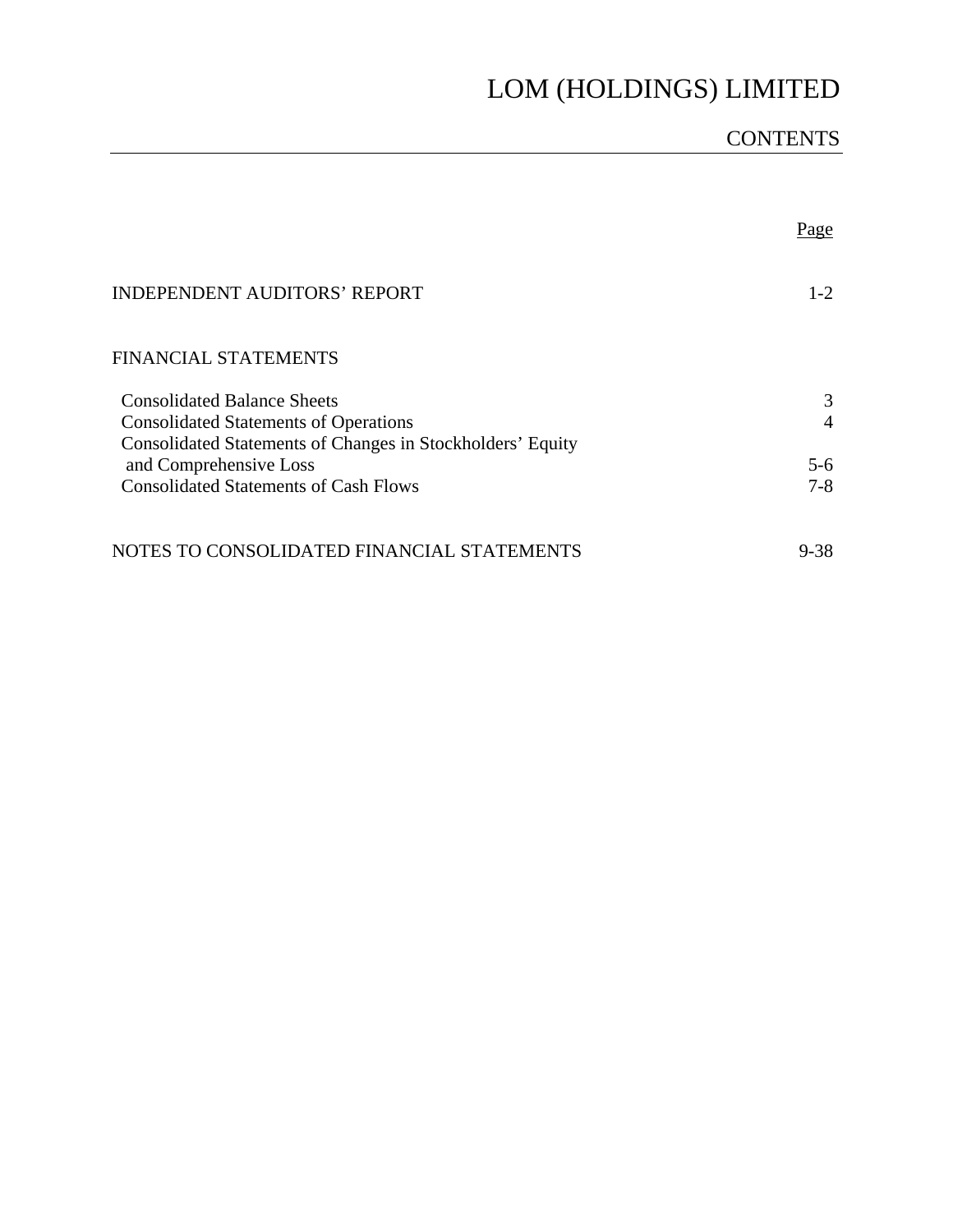# LOM (HOLDINGS) LIMITED

## CONTENTS

| | Page |
|---|---|
| INDEPENDENT AUDITORS' REPORT | 1-2 |
| FINANCIAL STATEMENTS | |
| Consolidated Balance Sheets | 3 |
| Consolidated Statements of Operations | 4 |
| Consolidated Statements of Changes in Stockholders' Equity and Comprehensive Loss | 5-6 |
| Consolidated Statements of Cash Flows | 7-8 |
| NOTES TO CONSOLIDATED FINANCIAL STATEMENTS | 9-38 |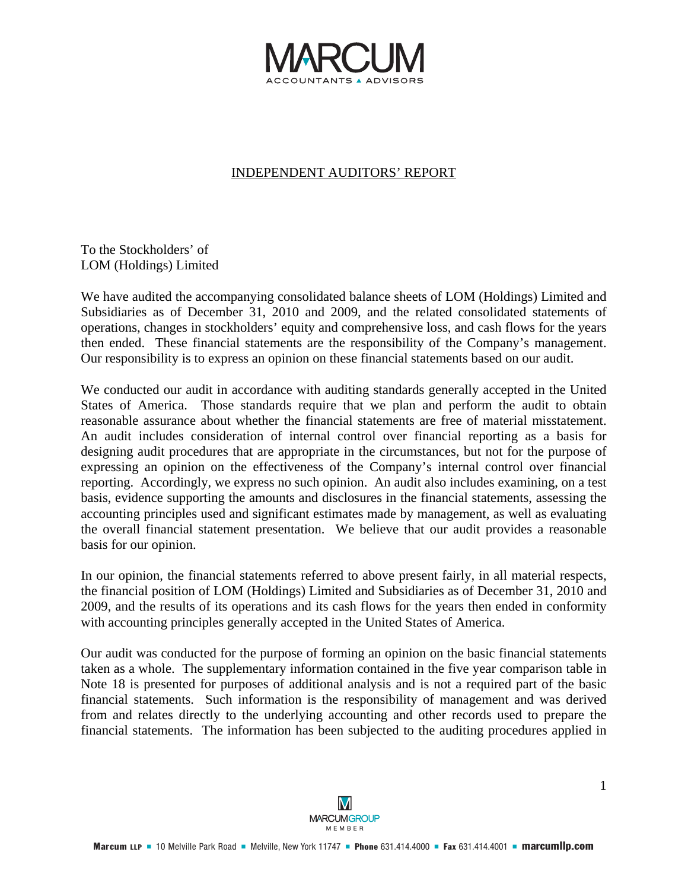# MARCUM

ACCOUNTANTS ▲ ADVISORS

## INDEPENDENT AUDITORS' REPORT

To the Stockholders' of
LOM (Holdings) Limited

We have audited the accompanying consolidated balance sheets of LOM (Holdings) Limited and Subsidiaries as of December 31, 2010 and 2009, and the related consolidated statements of operations, changes in stockholders' equity and comprehensive loss, and cash flows for the years then ended. These financial statements are the responsibility of the Company's management. Our responsibility is to express an opinion on these financial statements based on our audit.

We conducted our audit in accordance with auditing standards generally accepted in the United States of America. Those standards require that we plan and perform the audit to obtain reasonable assurance about whether the financial statements are free of material misstatement. An audit includes consideration of internal control over financial reporting as a basis for designing audit procedures that are appropriate in the circumstances, but not for the purpose of expressing an opinion on the effectiveness of the Company's internal control over financial reporting. Accordingly, we express no such opinion. An audit also includes examining, on a test basis, evidence supporting the amounts and disclosures in the financial statements, assessing the accounting principles used and significant estimates made by management, as well as evaluating the overall financial statement presentation. We believe that our audit provides a reasonable basis for our opinion.

In our opinion, the financial statements referred to above present fairly, in all material respects, the financial position of LOM (Holdings) Limited and Subsidiaries as of December 31, 2010 and 2009, and the results of its operations and its cash flows for the years then ended in conformity with accounting principles generally accepted in the United States of America.

Our audit was conducted for the purpose of forming an opinion on the basic financial statements taken as a whole. The supplementary information contained in the five year comparison table in Note 18 is presented for purposes of additional analysis and is not a required part of the basic financial statements. Such information is the responsibility of management and was derived from and relates directly to the underlying accounting and other records used to prepare the financial statements. The information has been subjected to the auditing procedures applied in

MARCUMGROUP MEMBER

**Marcum LLP** ■ 10 Melville Park Road ■ Melville, New York 11747 ■ **Phone** 631.414.4000 ■ **Fax** 631.414.4001 ■ **marcumllp.com**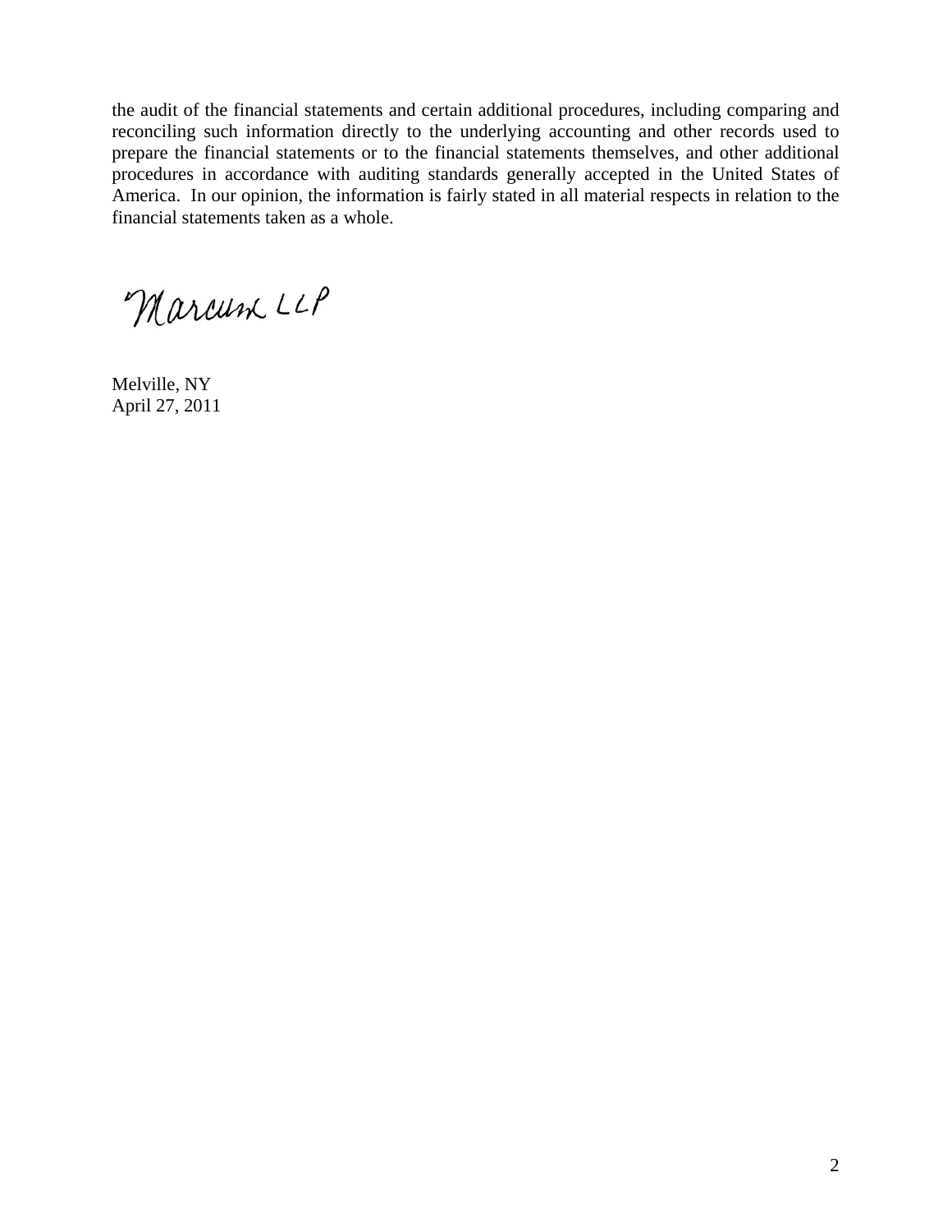the audit of the financial statements and certain additional procedures, including comparing and reconciling such information directly to the underlying accounting and other records used to prepare the financial statements or to the financial statements themselves, and other additional procedures in accordance with auditing standards generally accepted in the United States of America. In our opinion, the information is fairly stated in all material respects in relation to the financial statements taken as a whole.

Marcum LLP

Melville, NY
April 27, 2011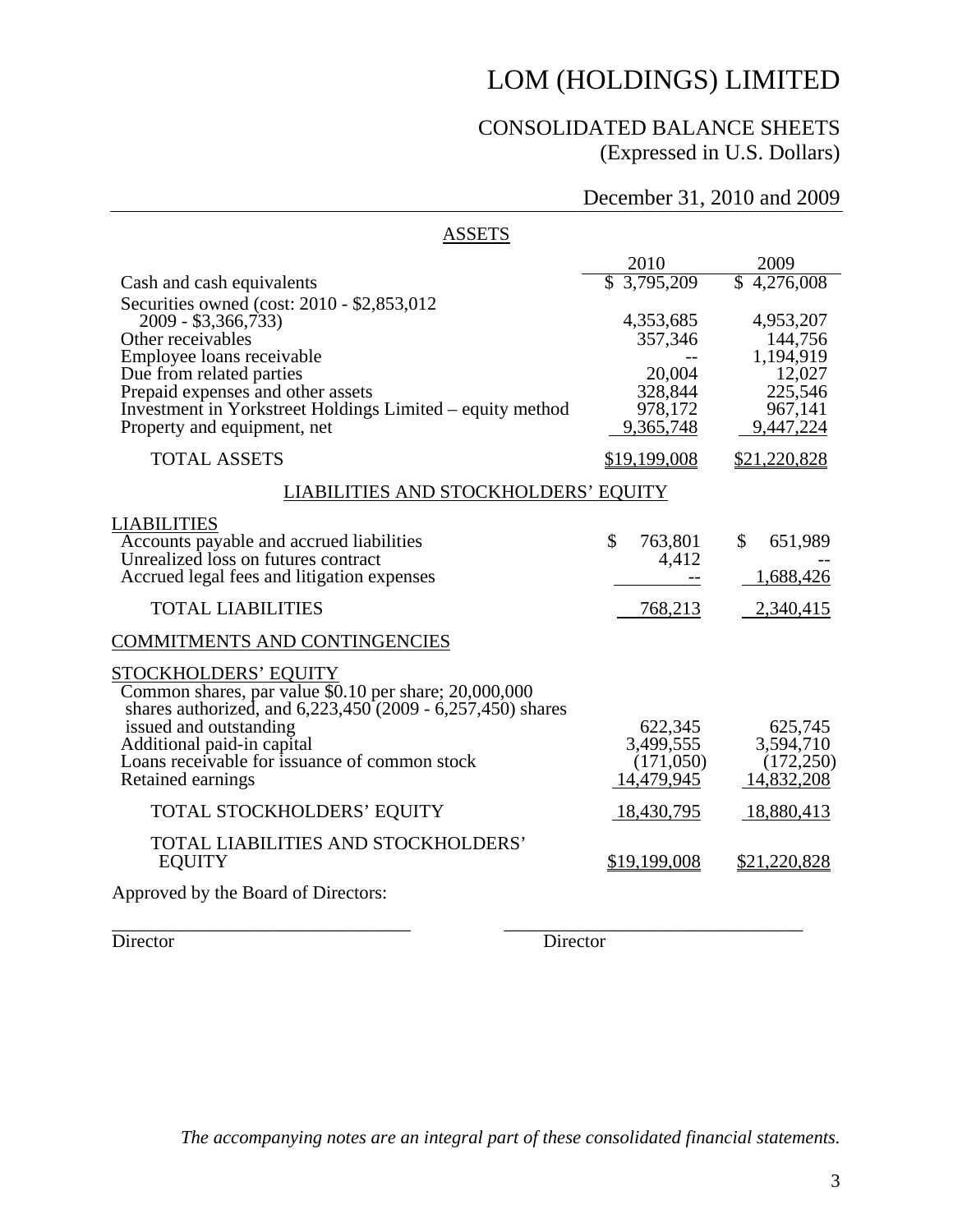# LOM (HOLDINGS) LIMITED

## CONSOLIDATED BALANCE SHEETS
(Expressed in U.S. Dollars)

December 31, 2010 and 2009

### ASSETS

| | 2010 | 2009 |
|---|---|---|
| Cash and cash equivalents | $ 3,795,209 | $ 4,276,008 |
| Securities owned (cost: 2010 - $2,853,012 2009 - $3,366,733) | 4,353,685 | 4,953,207 |
| Other receivables | 357,346 | 144,756 |
| Employee loans receivable | -- | 1,194,919 |
| Due from related parties | 20,004 | 12,027 |
| Prepaid expenses and other assets | 328,844 | 225,546 |
| Investment in Yorkstreet Holdings Limited – equity method | 978,172 | 967,141 |
| Property and equipment, net | 9,365,748 | 9,447,224 |
| TOTAL ASSETS | $19,199,008 | $21,220,828 |

### LIABILITIES AND STOCKHOLDERS' EQUITY

| | 2010 | 2009 |
|---|---|---|
| **LIABILITIES** | | |
| Accounts payable and accrued liabilities | $ 763,801 | $ 651,989 |
| Unrealized loss on futures contract | 4,412 | -- |
| Accrued legal fees and litigation expenses | -- | 1,688,426 |
| TOTAL LIABILITIES | 768,213 | 2,340,415 |
| **COMMITMENTS AND CONTINGENCIES** | | |
| **STOCKHOLDERS' EQUITY** | | |
| Common shares, par value $0.10 per share; 20,000,000 shares authorized, and 6,223,450 (2009 - 6,257,450) shares issued and outstanding | 622,345 | 625,745 |
| Additional paid-in capital | 3,499,555 | 3,594,710 |
| Loans receivable for issuance of common stock | (171,050) | (172,250) |
| Retained earnings | 14,479,945 | 14,832,208 |
| TOTAL STOCKHOLDERS' EQUITY | 18,430,795 | 18,880,413 |
| TOTAL LIABILITIES AND STOCKHOLDERS' EQUITY | $19,199,008 | $21,220,828 |

Approved by the Board of Directors:

\_\_\_\_\_\_\_\_\_\_\_\_\_\_\_\_\_\_\_\_\_\_\_\_\_\_\_\_ Director

\_\_\_\_\_\_\_\_\_\_\_\_\_\_\_\_\_\_\_\_\_\_\_\_\_\_\_\_ Director

*The accompanying notes are an integral part of these consolidated financial statements.*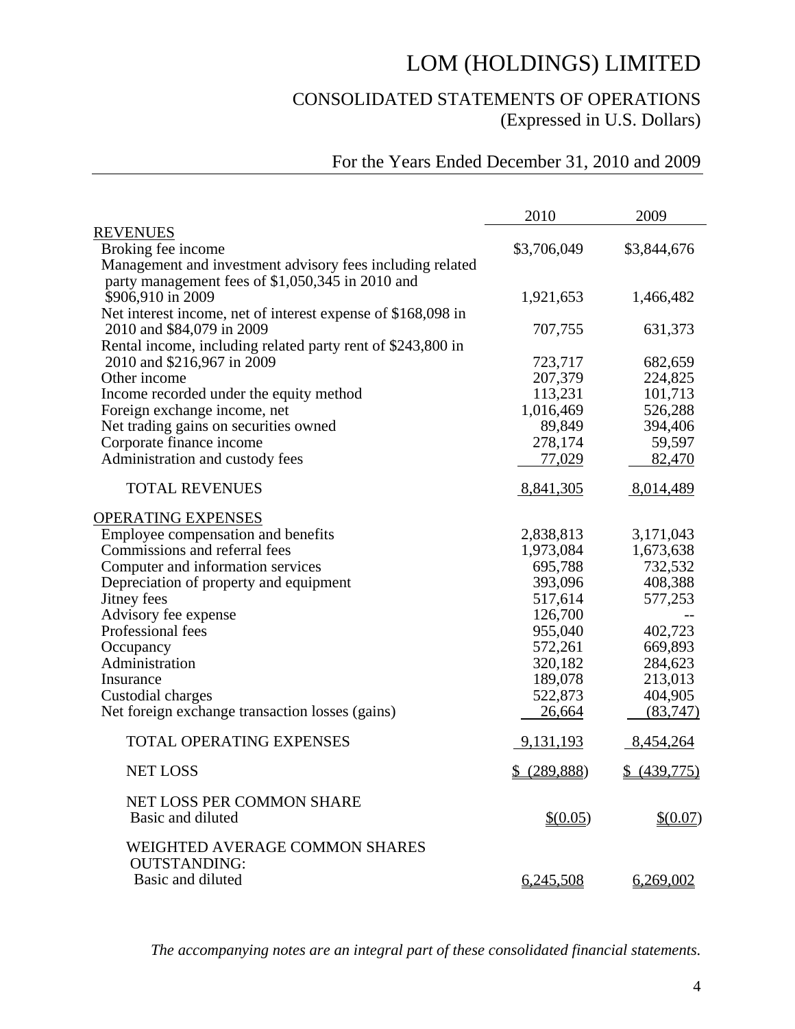# LOM (HOLDINGS) LIMITED

## CONSOLIDATED STATEMENTS OF OPERATIONS
(Expressed in U.S. Dollars)

For the Years Ended December 31, 2010 and 2009

| | 2010 | 2009 |
|---|---|---|
| **REVENUES** | | |
| Broking fee income | $3,706,049 | $3,844,676 |
| Management and investment advisory fees including related party management fees of $1,050,345 in 2010 and $906,910 in 2009 | 1,921,653 | 1,466,482 |
| Net interest income, net of interest expense of $168,098 in 2010 and $84,079 in 2009 | 707,755 | 631,373 |
| Rental income, including related party rent of $243,800 in 2010 and $216,967 in 2009 | 723,717 | 682,659 |
| Other income | 207,379 | 224,825 |
| Income recorded under the equity method | 113,231 | 101,713 |
| Foreign exchange income, net | 1,016,469 | 526,288 |
| Net trading gains on securities owned | 89,849 | 394,406 |
| Corporate finance income | 278,174 | 59,597 |
| Administration and custody fees | 77,029 | 82,470 |
| TOTAL REVENUES | 8,841,305 | 8,014,489 |
| **OPERATING EXPENSES** | | |
| Employee compensation and benefits | 2,838,813 | 3,171,043 |
| Commissions and referral fees | 1,973,084 | 1,673,638 |
| Computer and information services | 695,788 | 732,532 |
| Depreciation of property and equipment | 393,096 | 408,388 |
| Jitney fees | 517,614 | 577,253 |
| Advisory fee expense | 126,700 | -- |
| Professional fees | 955,040 | 402,723 |
| Occupancy | 572,261 | 669,893 |
| Administration | 320,182 | 284,623 |
| Insurance | 189,078 | 213,013 |
| Custodial charges | 522,873 | 404,905 |
| Net foreign exchange transaction losses (gains) | 26,664 | (83,747) |
| TOTAL OPERATING EXPENSES | 9,131,193 | 8,454,264 |
| NET LOSS | $ (289,888) | $ (439,775) |
| NET LOSS PER COMMON SHARE<br>Basic and diluted | $(0.05) | $(0.07) |
| WEIGHTED AVERAGE COMMON SHARES OUTSTANDING:<br>Basic and diluted | 6,245,508 | 6,269,002 |

*The accompanying notes are an integral part of these consolidated financial statements.*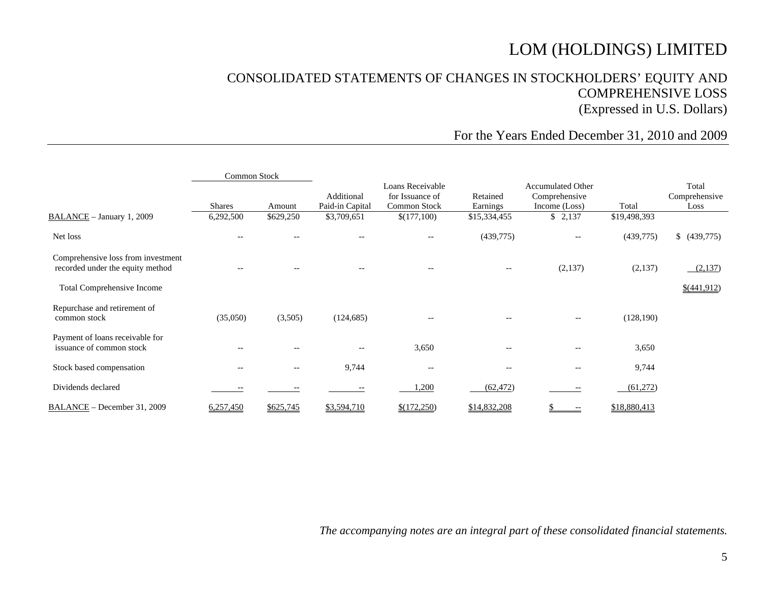# LOM (HOLDINGS) LIMITED

## CONSOLIDATED STATEMENTS OF CHANGES IN STOCKHOLDERS' EQUITY AND COMPREHENSIVE LOSS
(Expressed in U.S. Dollars)

For the Years Ended December 31, 2010 and 2009

| | Common Stock | | | | | | | |
|---|---|---|---|---|---|---|---|---|
| | Shares | Amount | Additional Paid-in Capital | Loans Receivable for Issuance of Common Stock | Retained Earnings | Accumulated Other Comprehensive Income (Loss) | Total | Total Comprehensive Loss |
| BALANCE – January 1, 2009 | 6,292,500 | $629,250 | $3,709,651 | $(177,100) | $15,334,455 | $ 2,137 | $19,498,393 | |
| Net loss | -- | -- | -- | -- | (439,775) | -- | (439,775) | $ (439,775) |
| Comprehensive loss from investment recorded under the equity method | -- | -- | -- | -- | -- | (2,137) | (2,137) | (2,137) |
| Total Comprehensive Income | | | | | | | | $(441,912) |
| Repurchase and retirement of common stock | (35,050) | (3,505) | (124,685) | -- | -- | -- | (128,190) | |
| Payment of loans receivable for issuance of common stock | -- | -- | -- | 3,650 | -- | -- | 3,650 | |
| Stock based compensation | -- | -- | 9,744 | -- | -- | -- | 9,744 | |
| Dividends declared | -- | -- | -- | 1,200 | (62,472) | -- | (61,272) | |
| BALANCE – December 31, 2009 | 6,257,450 | $625,745 | $3,594,710 | $(172,250) | $14,832,208 | $ -- | $18,880,413 | |

*The accompanying notes are an integral part of these consolidated financial statements.*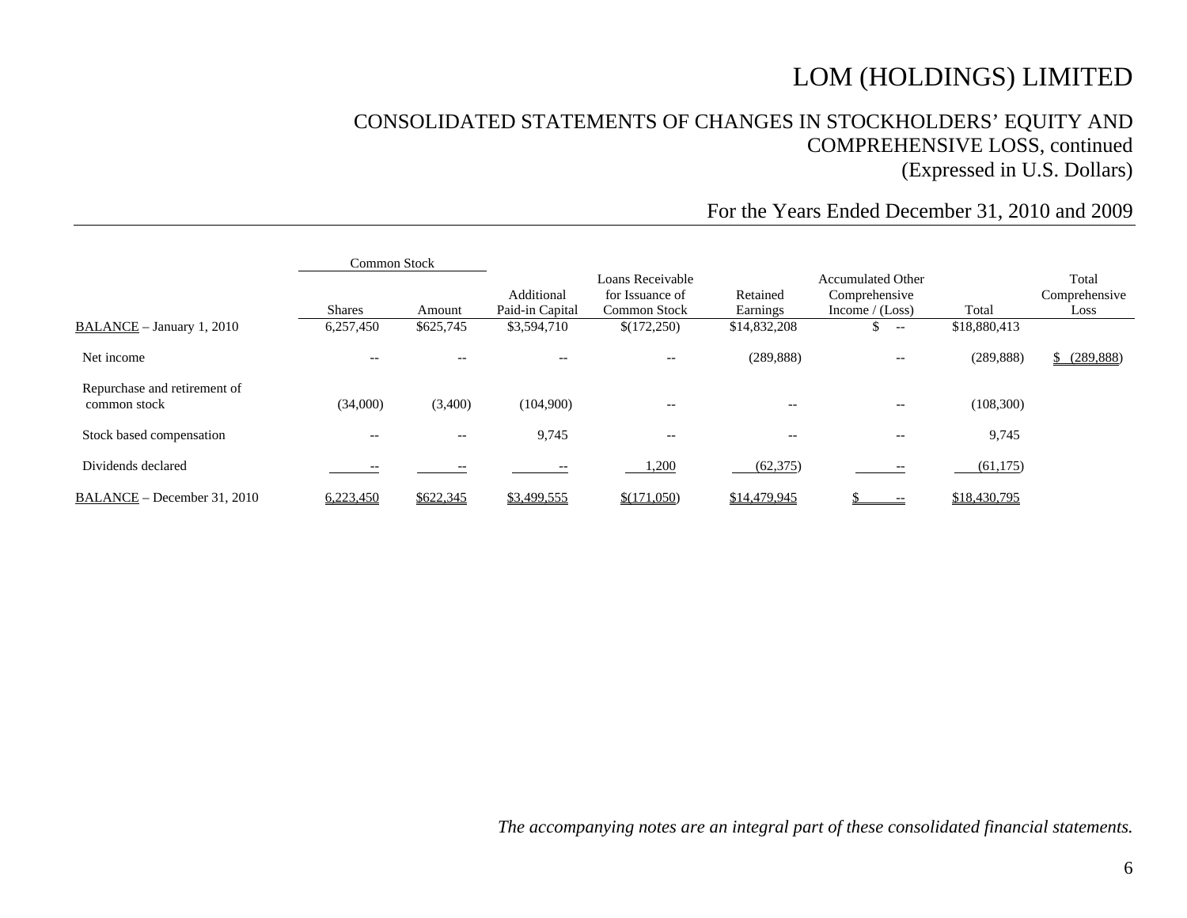# LOM (HOLDINGS) LIMITED

## CONSOLIDATED STATEMENTS OF CHANGES IN STOCKHOLDERS' EQUITY AND COMPREHENSIVE LOSS, continued
(Expressed in U.S. Dollars)

### For the Years Ended December 31, 2010 and 2009

| | Common Stock | | | | | | | |
|---|---|---|---|---|---|---|---|---|
| | Shares | Amount | Additional Paid-in Capital | Loans Receivable for Issuance of Common Stock | Retained Earnings | Accumulated Other Comprehensive Income / (Loss) | Total | Total Comprehensive Loss |
| BALANCE – January 1, 2010 | 6,257,450 | $625,745 | $3,594,710 | $(172,250) | $14,832,208 | $ -- | $18,880,413 | |
| Net income | -- | -- | -- | -- | (289,888) | -- | (289,888) | $ (289,888) |
| Repurchase and retirement of common stock | (34,000) | (3,400) | (104,900) | -- | -- | -- | (108,300) | |
| Stock based compensation | -- | -- | 9,745 | -- | -- | -- | 9,745 | |
| Dividends declared | -- | -- | -- | 1,200 | (62,375) | -- | (61,175) | |
| BALANCE – December 31, 2010 | 6,223,450 | $622,345 | $3,499,555 | $(171,050) | $14,479,945 | $ -- | $18,430,795 | |

*The accompanying notes are an integral part of these consolidated financial statements.*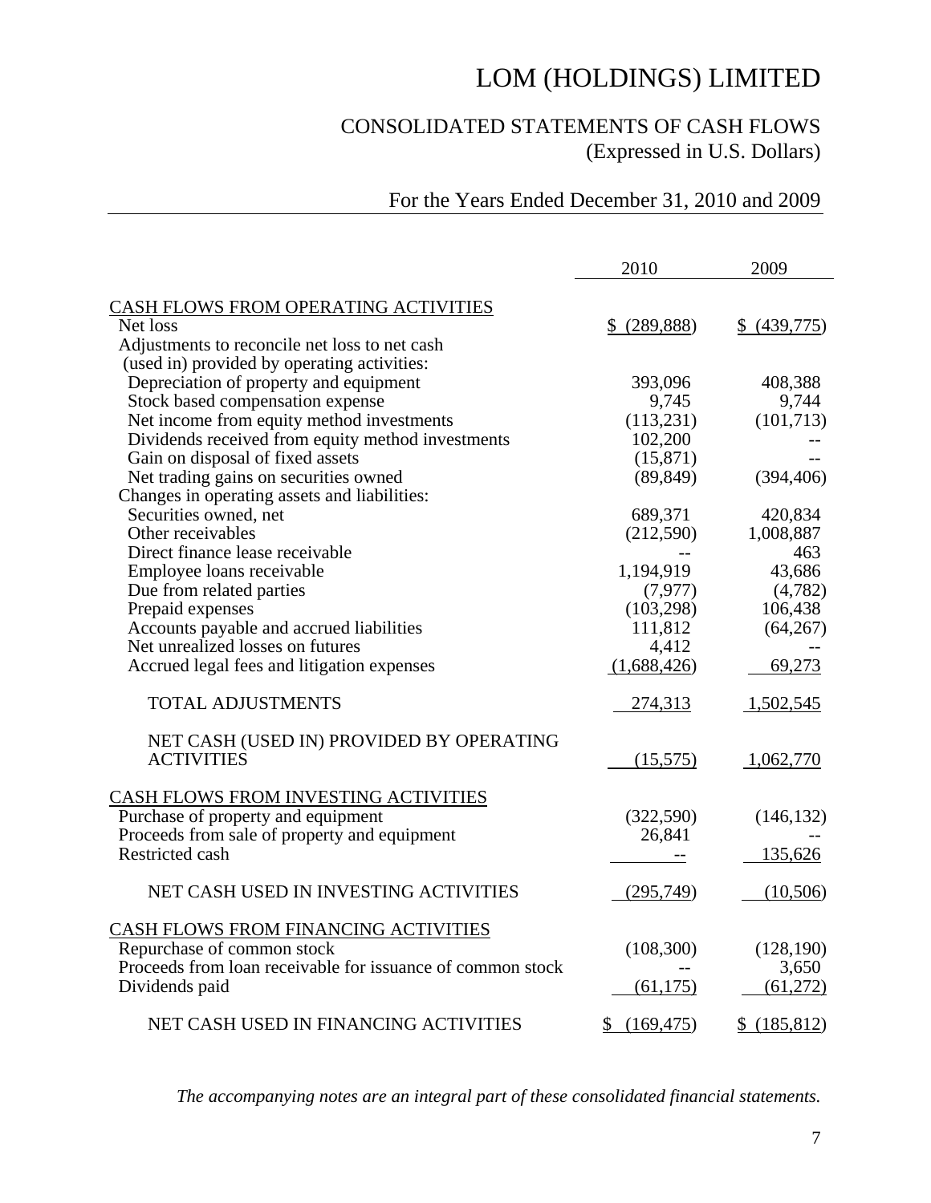# LOM (HOLDINGS) LIMITED

## CONSOLIDATED STATEMENTS OF CASH FLOWS
(Expressed in U.S. Dollars)

For the Years Ended December 31, 2010 and 2009

| | 2010 | 2009 |
|---|---|---|
| CASH FLOWS FROM OPERATING ACTIVITIES | | |
| Net loss | $ (289,888) | $ (439,775) |
| Adjustments to reconcile net loss to net cash (used in) provided by operating activities: | | |
| Depreciation of property and equipment | 393,096 | 408,388 |
| Stock based compensation expense | 9,745 | 9,744 |
| Net income from equity method investments | (113,231) | (101,713) |
| Dividends received from equity method investments | 102,200 | -- |
| Gain on disposal of fixed assets | (15,871) | -- |
| Net trading gains on securities owned | (89,849) | (394,406) |
| Changes in operating assets and liabilities: | | |
| Securities owned, net | 689,371 | 420,834 |
| Other receivables | (212,590) | 1,008,887 |
| Direct finance lease receivable | -- | 463 |
| Employee loans receivable | 1,194,919 | 43,686 |
| Due from related parties | (7,977) | (4,782) |
| Prepaid expenses | (103,298) | 106,438 |
| Accounts payable and accrued liabilities | 111,812 | (64,267) |
| Net unrealized losses on futures | 4,412 | -- |
| Accrued legal fees and litigation expenses | (1,688,426) | 69,273 |
| TOTAL ADJUSTMENTS | 274,313 | 1,502,545 |
| NET CASH (USED IN) PROVIDED BY OPERATING ACTIVITIES | (15,575) | 1,062,770 |
| CASH FLOWS FROM INVESTING ACTIVITIES | | |
| Purchase of property and equipment | (322,590) | (146,132) |
| Proceeds from sale of property and equipment | 26,841 | -- |
| Restricted cash | -- | 135,626 |
| NET CASH USED IN INVESTING ACTIVITIES | (295,749) | (10,506) |
| CASH FLOWS FROM FINANCING ACTIVITIES | | |
| Repurchase of common stock | (108,300) | (128,190) |
| Proceeds from loan receivable for issuance of common stock | -- | 3,650 |
| Dividends paid | (61,175) | (61,272) |
| NET CASH USED IN FINANCING ACTIVITIES | $ (169,475) | $ (185,812) |

*The accompanying notes are an integral part of these consolidated financial statements.*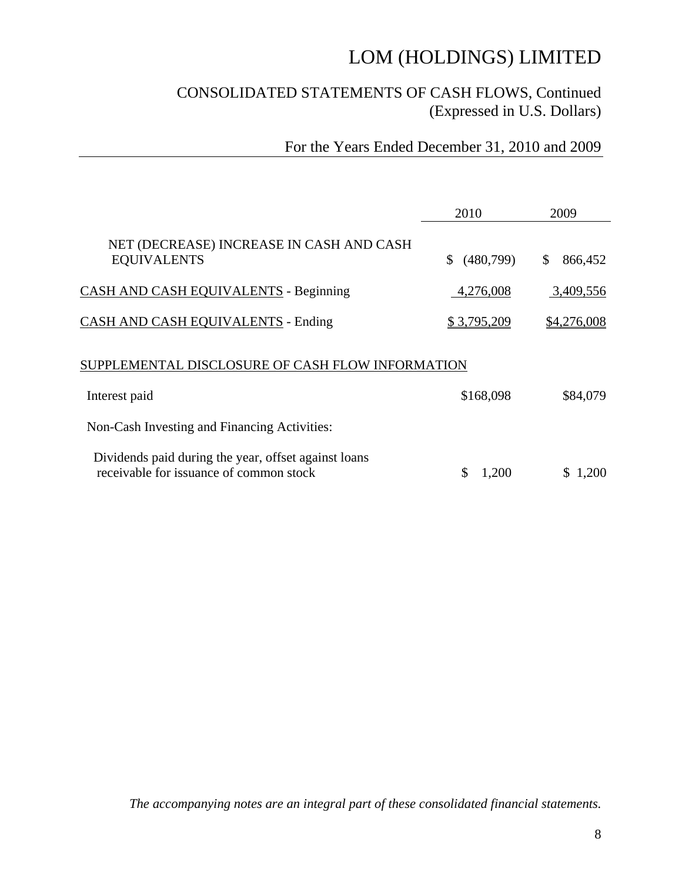# LOM (HOLDINGS) LIMITED

## CONSOLIDATED STATEMENTS OF CASH FLOWS, Continued
(Expressed in U.S. Dollars)

For the Years Ended December 31, 2010 and 2009

| | 2010 | 2009 |
|---|---|---|
| NET (DECREASE) INCREASE IN CASH AND CASH EQUIVALENTS | $ (480,799) | $ 866,452 |
| CASH AND CASH EQUIVALENTS - Beginning | 4,276,008 | 3,409,556 |
| CASH AND CASH EQUIVALENTS - Ending | $ 3,795,209 | $4,276,008 |
| SUPPLEMENTAL DISCLOSURE OF CASH FLOW INFORMATION | | |
| Interest paid | $168,098 | $84,079 |
| Non-Cash Investing and Financing Activities: | | |
| Dividends paid during the year, offset against loans receivable for issuance of common stock | $ 1,200 | $ 1,200 |

*The accompanying notes are an integral part of these consolidated financial statements.*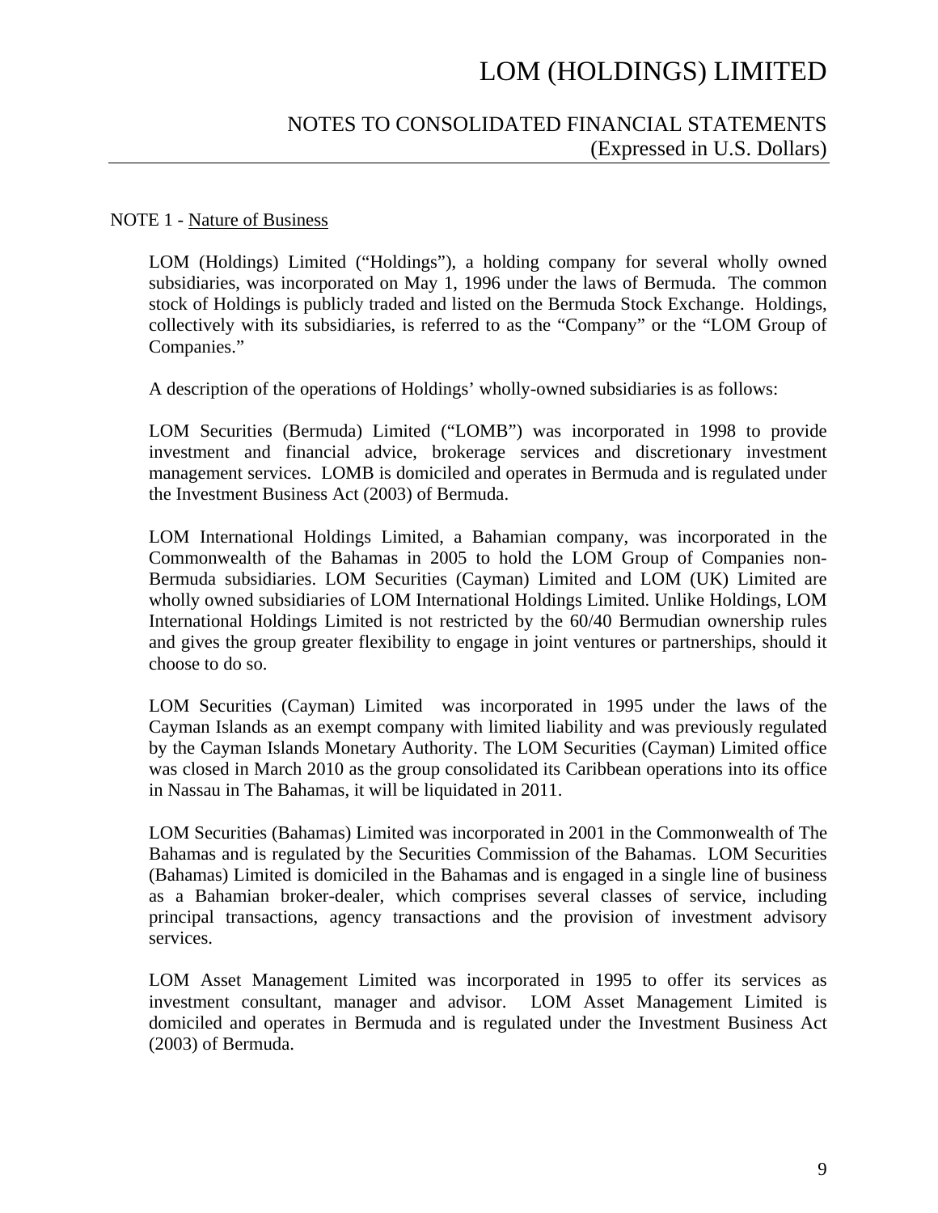# LOM (HOLDINGS) LIMITED

## NOTES TO CONSOLIDATED FINANCIAL STATEMENTS
(Expressed in U.S. Dollars)

NOTE 1 - Nature of Business

LOM (Holdings) Limited ("Holdings"), a holding company for several wholly owned subsidiaries, was incorporated on May 1, 1996 under the laws of Bermuda. The common stock of Holdings is publicly traded and listed on the Bermuda Stock Exchange. Holdings, collectively with its subsidiaries, is referred to as the "Company" or the "LOM Group of Companies."

A description of the operations of Holdings' wholly-owned subsidiaries is as follows:

LOM Securities (Bermuda) Limited ("LOMB") was incorporated in 1998 to provide investment and financial advice, brokerage services and discretionary investment management services. LOMB is domiciled and operates in Bermuda and is regulated under the Investment Business Act (2003) of Bermuda.

LOM International Holdings Limited, a Bahamian company, was incorporated in the Commonwealth of the Bahamas in 2005 to hold the LOM Group of Companies non-Bermuda subsidiaries. LOM Securities (Cayman) Limited and LOM (UK) Limited are wholly owned subsidiaries of LOM International Holdings Limited. Unlike Holdings, LOM International Holdings Limited is not restricted by the 60/40 Bermudian ownership rules and gives the group greater flexibility to engage in joint ventures or partnerships, should it choose to do so.

LOM Securities (Cayman) Limited was incorporated in 1995 under the laws of the Cayman Islands as an exempt company with limited liability and was previously regulated by the Cayman Islands Monetary Authority. The LOM Securities (Cayman) Limited office was closed in March 2010 as the group consolidated its Caribbean operations into its office in Nassau in The Bahamas, it will be liquidated in 2011.

LOM Securities (Bahamas) Limited was incorporated in 2001 in the Commonwealth of The Bahamas and is regulated by the Securities Commission of the Bahamas. LOM Securities (Bahamas) Limited is domiciled in the Bahamas and is engaged in a single line of business as a Bahamian broker-dealer, which comprises several classes of service, including principal transactions, agency transactions and the provision of investment advisory services.

LOM Asset Management Limited was incorporated in 1995 to offer its services as investment consultant, manager and advisor. LOM Asset Management Limited is domiciled and operates in Bermuda and is regulated under the Investment Business Act (2003) of Bermuda.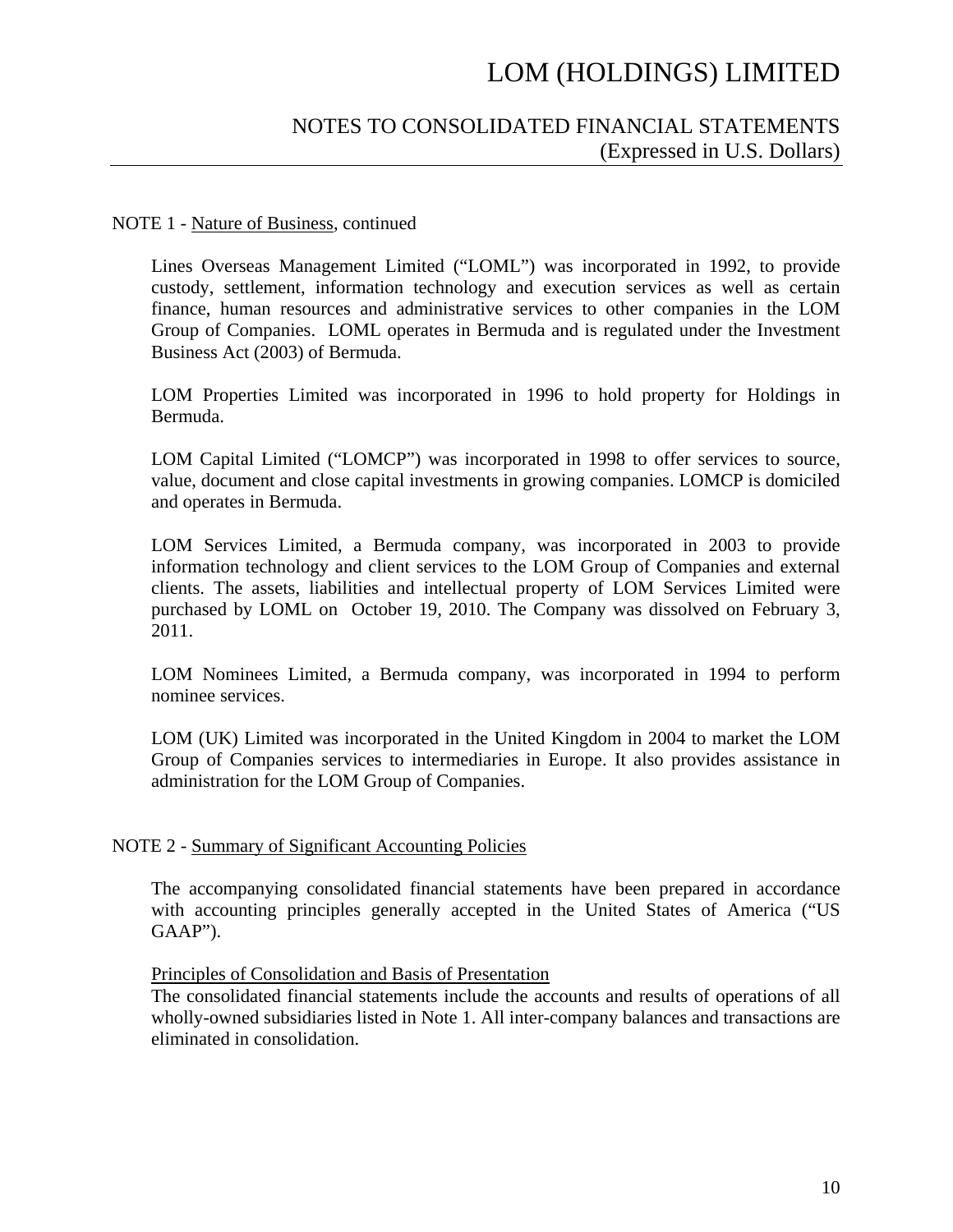NOTE 1 - Nature of Business, continued

Lines Overseas Management Limited ("LOML") was incorporated in 1992, to provide custody, settlement, information technology and execution services as well as certain finance, human resources and administrative services to other companies in the LOM Group of Companies. LOML operates in Bermuda and is regulated under the Investment Business Act (2003) of Bermuda.

LOM Properties Limited was incorporated in 1996 to hold property for Holdings in Bermuda.

LOM Capital Limited ("LOMCP") was incorporated in 1998 to offer services to source, value, document and close capital investments in growing companies. LOMCP is domiciled and operates in Bermuda.

LOM Services Limited, a Bermuda company, was incorporated in 2003 to provide information technology and client services to the LOM Group of Companies and external clients. The assets, liabilities and intellectual property of LOM Services Limited were purchased by LOML on October 19, 2010. The Company was dissolved on February 3, 2011.

LOM Nominees Limited, a Bermuda company, was incorporated in 1994 to perform nominee services.

LOM (UK) Limited was incorporated in the United Kingdom in 2004 to market the LOM Group of Companies services to intermediaries in Europe. It also provides assistance in administration for the LOM Group of Companies.

NOTE 2 - Summary of Significant Accounting Policies

The accompanying consolidated financial statements have been prepared in accordance with accounting principles generally accepted in the United States of America ("US GAAP").

Principles of Consolidation and Basis of Presentation

The consolidated financial statements include the accounts and results of operations of all wholly-owned subsidiaries listed in Note 1. All inter-company balances and transactions are eliminated in consolidation.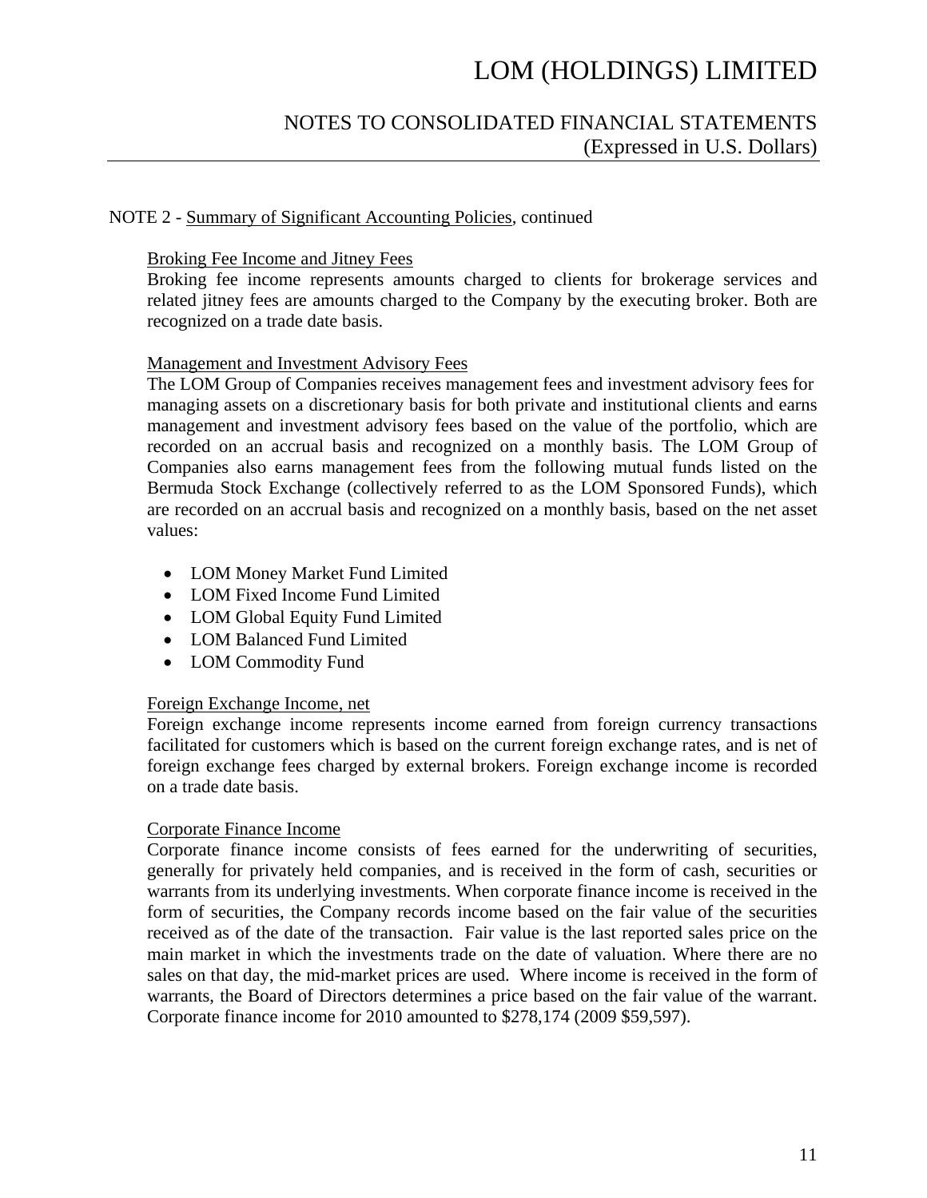NOTE 2 - Summary of Significant Accounting Policies, continued

Broking Fee Income and Jitney Fees

Broking fee income represents amounts charged to clients for brokerage services and related jitney fees are amounts charged to the Company by the executing broker. Both are recognized on a trade date basis.

Management and Investment Advisory Fees

The LOM Group of Companies receives management fees and investment advisory fees for managing assets on a discretionary basis for both private and institutional clients and earns management and investment advisory fees based on the value of the portfolio, which are recorded on an accrual basis and recognized on a monthly basis. The LOM Group of Companies also earns management fees from the following mutual funds listed on the Bermuda Stock Exchange (collectively referred to as the LOM Sponsored Funds), which are recorded on an accrual basis and recognized on a monthly basis, based on the net asset values:

- LOM Money Market Fund Limited
- LOM Fixed Income Fund Limited
- LOM Global Equity Fund Limited
- LOM Balanced Fund Limited
- LOM Commodity Fund

Foreign Exchange Income, net

Foreign exchange income represents income earned from foreign currency transactions facilitated for customers which is based on the current foreign exchange rates, and is net of foreign exchange fees charged by external brokers. Foreign exchange income is recorded on a trade date basis.

Corporate Finance Income

Corporate finance income consists of fees earned for the underwriting of securities, generally for privately held companies, and is received in the form of cash, securities or warrants from its underlying investments. When corporate finance income is received in the form of securities, the Company records income based on the fair value of the securities received as of the date of the transaction. Fair value is the last reported sales price on the main market in which the investments trade on the date of valuation. Where there are no sales on that day, the mid-market prices are used. Where income is received in the form of warrants, the Board of Directors determines a price based on the fair value of the warrant. Corporate finance income for 2010 amounted to $278,174 (2009 $59,597).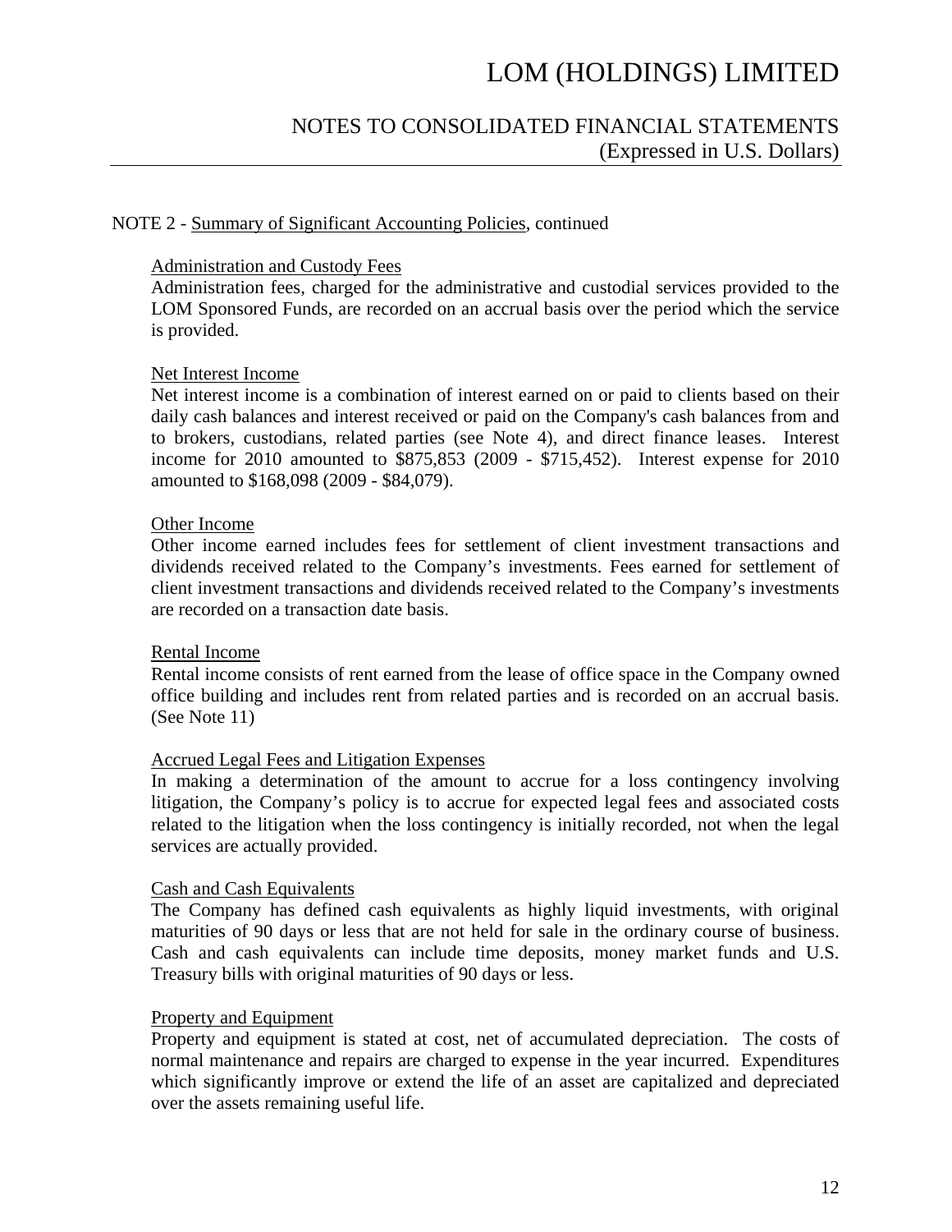## NOTE 2 - Summary of Significant Accounting Policies, continued

### Administration and Custody Fees

Administration fees, charged for the administrative and custodial services provided to the LOM Sponsored Funds, are recorded on an accrual basis over the period which the service is provided.

### Net Interest Income

Net interest income is a combination of interest earned on or paid to clients based on their daily cash balances and interest received or paid on the Company's cash balances from and to brokers, custodians, related parties (see Note 4), and direct finance leases. Interest income for 2010 amounted to $875,853 (2009 - $715,452). Interest expense for 2010 amounted to $168,098 (2009 - $84,079).

### Other Income

Other income earned includes fees for settlement of client investment transactions and dividends received related to the Company's investments. Fees earned for settlement of client investment transactions and dividends received related to the Company's investments are recorded on a transaction date basis.

### Rental Income

Rental income consists of rent earned from the lease of office space in the Company owned office building and includes rent from related parties and is recorded on an accrual basis. (See Note 11)

### Accrued Legal Fees and Litigation Expenses

In making a determination of the amount to accrue for a loss contingency involving litigation, the Company's policy is to accrue for expected legal fees and associated costs related to the litigation when the loss contingency is initially recorded, not when the legal services are actually provided.

### Cash and Cash Equivalents

The Company has defined cash equivalents as highly liquid investments, with original maturities of 90 days or less that are not held for sale in the ordinary course of business. Cash and cash equivalents can include time deposits, money market funds and U.S. Treasury bills with original maturities of 90 days or less.

### Property and Equipment

Property and equipment is stated at cost, net of accumulated depreciation. The costs of normal maintenance and repairs are charged to expense in the year incurred. Expenditures which significantly improve or extend the life of an asset are capitalized and depreciated over the assets remaining useful life.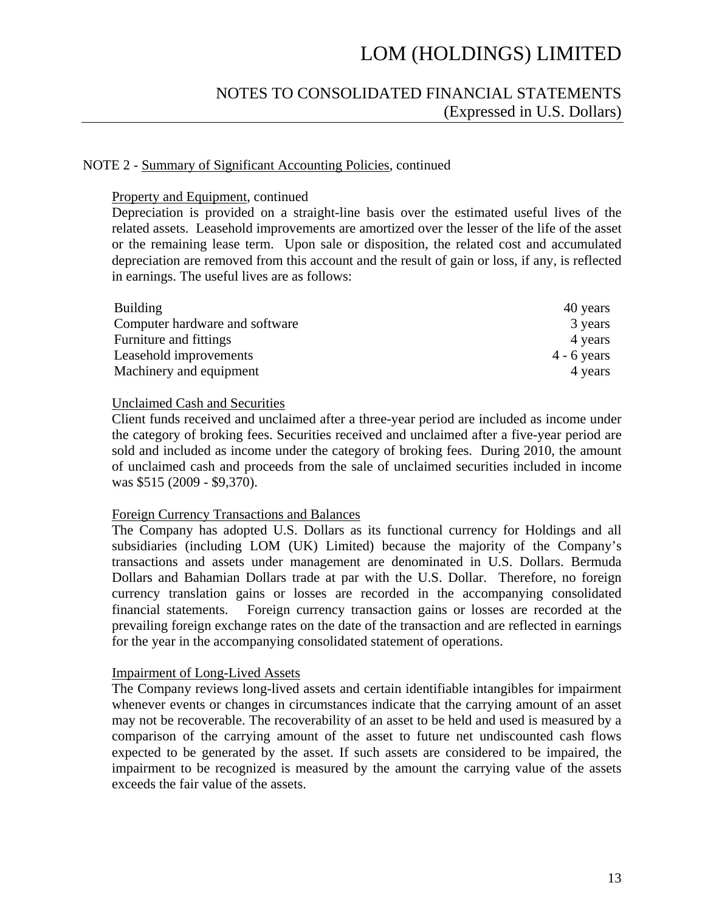NOTE 2 - Summary of Significant Accounting Policies, continued

Property and Equipment, continued

Depreciation is provided on a straight-line basis over the estimated useful lives of the related assets. Leasehold improvements are amortized over the lesser of the life of the asset or the remaining lease term. Upon sale or disposition, the related cost and accumulated depreciation are removed from this account and the result of gain or loss, if any, is reflected in earnings. The useful lives are as follows:

| | |
|---|---|
| Building | 40 years |
| Computer hardware and software | 3 years |
| Furniture and fittings | 4 years |
| Leasehold improvements | 4 - 6 years |
| Machinery and equipment | 4 years |

Unclaimed Cash and Securities

Client funds received and unclaimed after a three-year period are included as income under the category of broking fees. Securities received and unclaimed after a five-year period are sold and included as income under the category of broking fees. During 2010, the amount of unclaimed cash and proceeds from the sale of unclaimed securities included in income was $515 (2009 - $9,370).

Foreign Currency Transactions and Balances

The Company has adopted U.S. Dollars as its functional currency for Holdings and all subsidiaries (including LOM (UK) Limited) because the majority of the Company's transactions and assets under management are denominated in U.S. Dollars. Bermuda Dollars and Bahamian Dollars trade at par with the U.S. Dollar. Therefore, no foreign currency translation gains or losses are recorded in the accompanying consolidated financial statements. Foreign currency transaction gains or losses are recorded at the prevailing foreign exchange rates on the date of the transaction and are reflected in earnings for the year in the accompanying consolidated statement of operations.

Impairment of Long-Lived Assets

The Company reviews long-lived assets and certain identifiable intangibles for impairment whenever events or changes in circumstances indicate that the carrying amount of an asset may not be recoverable. The recoverability of an asset to be held and used is measured by a comparison of the carrying amount of the asset to future net undiscounted cash flows expected to be generated by the asset. If such assets are considered to be impaired, the impairment to be recognized is measured by the amount the carrying value of the assets exceeds the fair value of the assets.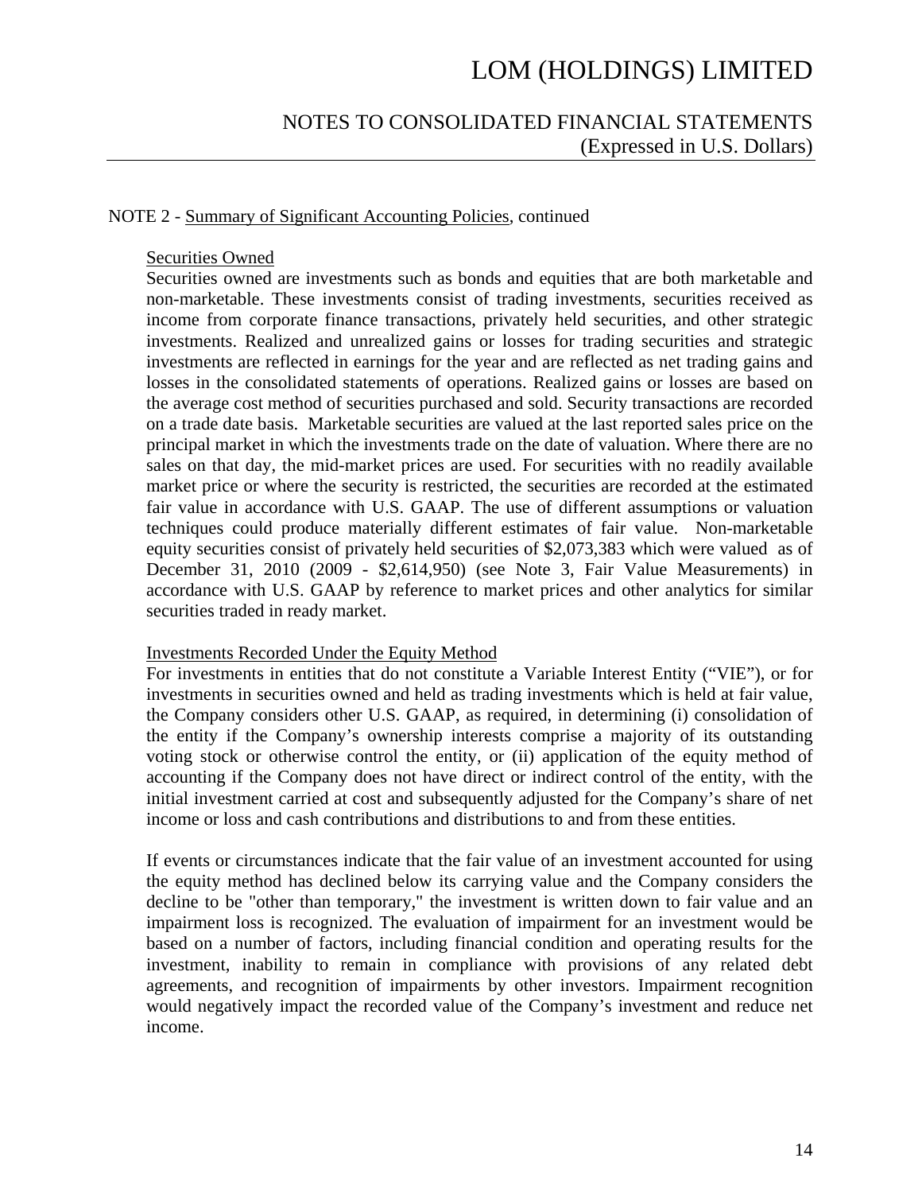NOTE 2 - Summary of Significant Accounting Policies, continued

Securities Owned

Securities owned are investments such as bonds and equities that are both marketable and non-marketable. These investments consist of trading investments, securities received as income from corporate finance transactions, privately held securities, and other strategic investments. Realized and unrealized gains or losses for trading securities and strategic investments are reflected in earnings for the year and are reflected as net trading gains and losses in the consolidated statements of operations. Realized gains or losses are based on the average cost method of securities purchased and sold. Security transactions are recorded on a trade date basis. Marketable securities are valued at the last reported sales price on the principal market in which the investments trade on the date of valuation. Where there are no sales on that day, the mid-market prices are used. For securities with no readily available market price or where the security is restricted, the securities are recorded at the estimated fair value in accordance with U.S. GAAP. The use of different assumptions or valuation techniques could produce materially different estimates of fair value. Non-marketable equity securities consist of privately held securities of $2,073,383 which were valued as of December 31, 2010 (2009 - $2,614,950) (see Note 3, Fair Value Measurements) in accordance with U.S. GAAP by reference to market prices and other analytics for similar securities traded in ready market.

Investments Recorded Under the Equity Method

For investments in entities that do not constitute a Variable Interest Entity ("VIE"), or for investments in securities owned and held as trading investments which is held at fair value, the Company considers other U.S. GAAP, as required, in determining (i) consolidation of the entity if the Company's ownership interests comprise a majority of its outstanding voting stock or otherwise control the entity, or (ii) application of the equity method of accounting if the Company does not have direct or indirect control of the entity, with the initial investment carried at cost and subsequently adjusted for the Company's share of net income or loss and cash contributions and distributions to and from these entities.

If events or circumstances indicate that the fair value of an investment accounted for using the equity method has declined below its carrying value and the Company considers the decline to be "other than temporary," the investment is written down to fair value and an impairment loss is recognized. The evaluation of impairment for an investment would be based on a number of factors, including financial condition and operating results for the investment, inability to remain in compliance with provisions of any related debt agreements, and recognition of impairments by other investors. Impairment recognition would negatively impact the recorded value of the Company's investment and reduce net income.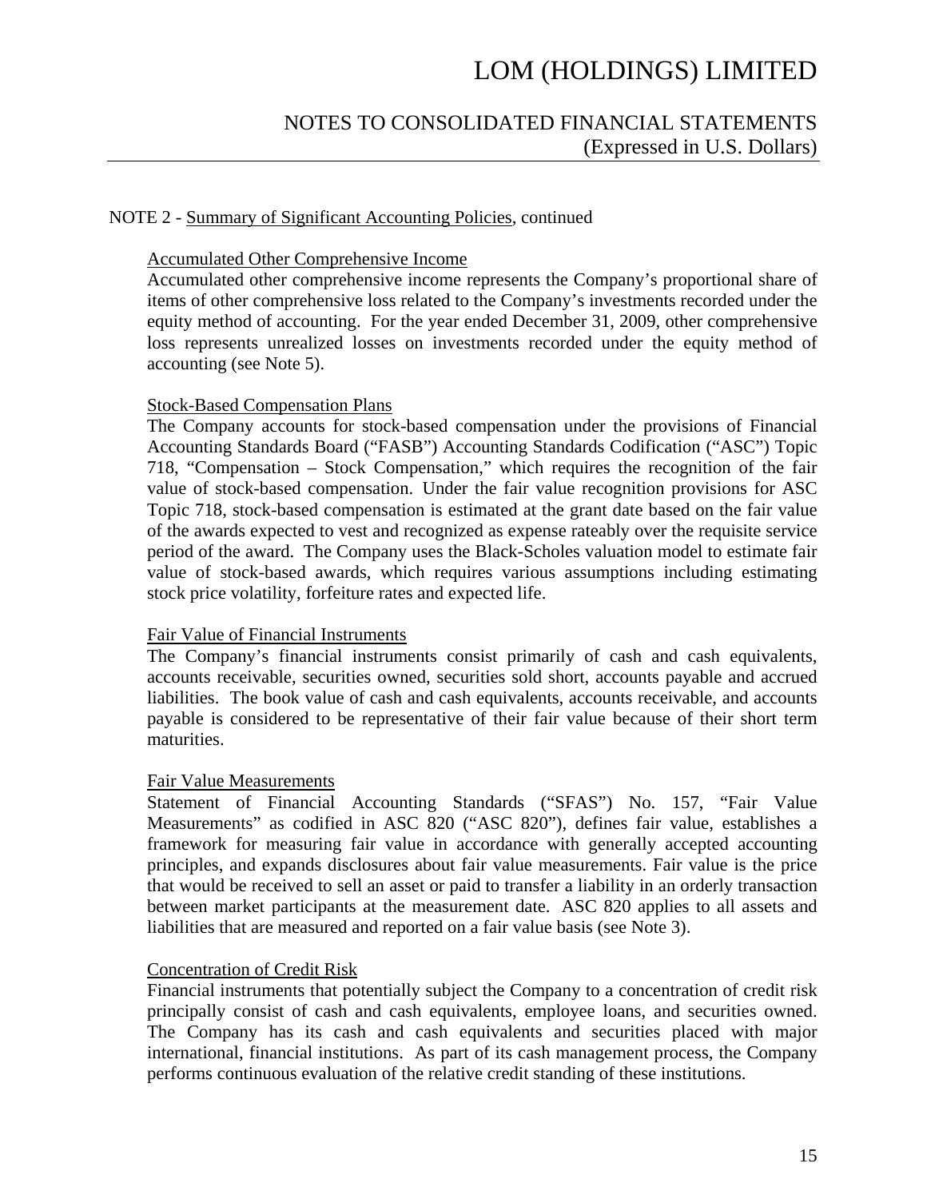NOTE 2 - Summary of Significant Accounting Policies, continued

Accumulated Other Comprehensive Income

Accumulated other comprehensive income represents the Company's proportional share of items of other comprehensive loss related to the Company's investments recorded under the equity method of accounting. For the year ended December 31, 2009, other comprehensive loss represents unrealized losses on investments recorded under the equity method of accounting (see Note 5).

Stock-Based Compensation Plans

The Company accounts for stock-based compensation under the provisions of Financial Accounting Standards Board ("FASB") Accounting Standards Codification ("ASC") Topic 718, "Compensation – Stock Compensation," which requires the recognition of the fair value of stock-based compensation. Under the fair value recognition provisions for ASC Topic 718, stock-based compensation is estimated at the grant date based on the fair value of the awards expected to vest and recognized as expense rateably over the requisite service period of the award. The Company uses the Black-Scholes valuation model to estimate fair value of stock-based awards, which requires various assumptions including estimating stock price volatility, forfeiture rates and expected life.

Fair Value of Financial Instruments

The Company's financial instruments consist primarily of cash and cash equivalents, accounts receivable, securities owned, securities sold short, accounts payable and accrued liabilities. The book value of cash and cash equivalents, accounts receivable, and accounts payable is considered to be representative of their fair value because of their short term maturities.

Fair Value Measurements

Statement of Financial Accounting Standards ("SFAS") No. 157, "Fair Value Measurements" as codified in ASC 820 ("ASC 820"), defines fair value, establishes a framework for measuring fair value in accordance with generally accepted accounting principles, and expands disclosures about fair value measurements. Fair value is the price that would be received to sell an asset or paid to transfer a liability in an orderly transaction between market participants at the measurement date. ASC 820 applies to all assets and liabilities that are measured and reported on a fair value basis (see Note 3).

Concentration of Credit Risk

Financial instruments that potentially subject the Company to a concentration of credit risk principally consist of cash and cash equivalents, employee loans, and securities owned. The Company has its cash and cash equivalents and securities placed with major international, financial institutions. As part of its cash management process, the Company performs continuous evaluation of the relative credit standing of these institutions.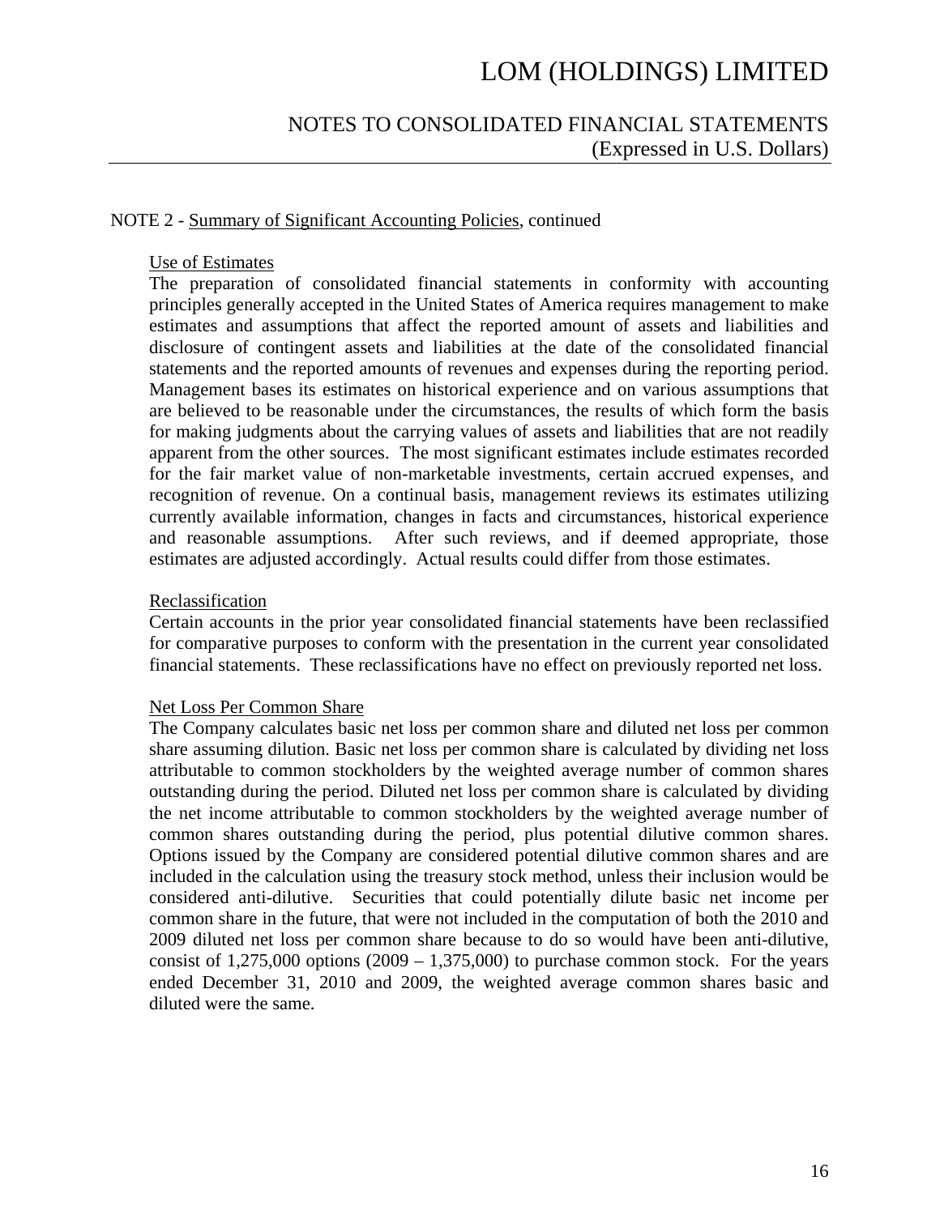NOTE 2 - Summary of Significant Accounting Policies, continued

Use of Estimates

The preparation of consolidated financial statements in conformity with accounting principles generally accepted in the United States of America requires management to make estimates and assumptions that affect the reported amount of assets and liabilities and disclosure of contingent assets and liabilities at the date of the consolidated financial statements and the reported amounts of revenues and expenses during the reporting period. Management bases its estimates on historical experience and on various assumptions that are believed to be reasonable under the circumstances, the results of which form the basis for making judgments about the carrying values of assets and liabilities that are not readily apparent from the other sources. The most significant estimates include estimates recorded for the fair market value of non-marketable investments, certain accrued expenses, and recognition of revenue. On a continual basis, management reviews its estimates utilizing currently available information, changes in facts and circumstances, historical experience and reasonable assumptions. After such reviews, and if deemed appropriate, those estimates are adjusted accordingly. Actual results could differ from those estimates.

Reclassification

Certain accounts in the prior year consolidated financial statements have been reclassified for comparative purposes to conform with the presentation in the current year consolidated financial statements. These reclassifications have no effect on previously reported net loss.

Net Loss Per Common Share

The Company calculates basic net loss per common share and diluted net loss per common share assuming dilution. Basic net loss per common share is calculated by dividing net loss attributable to common stockholders by the weighted average number of common shares outstanding during the period. Diluted net loss per common share is calculated by dividing the net income attributable to common stockholders by the weighted average number of common shares outstanding during the period, plus potential dilutive common shares. Options issued by the Company are considered potential dilutive common shares and are included in the calculation using the treasury stock method, unless their inclusion would be considered anti-dilutive. Securities that could potentially dilute basic net income per common share in the future, that were not included in the computation of both the 2010 and 2009 diluted net loss per common share because to do so would have been anti-dilutive, consist of 1,275,000 options (2009 – 1,375,000) to purchase common stock. For the years ended December 31, 2010 and 2009, the weighted average common shares basic and diluted were the same.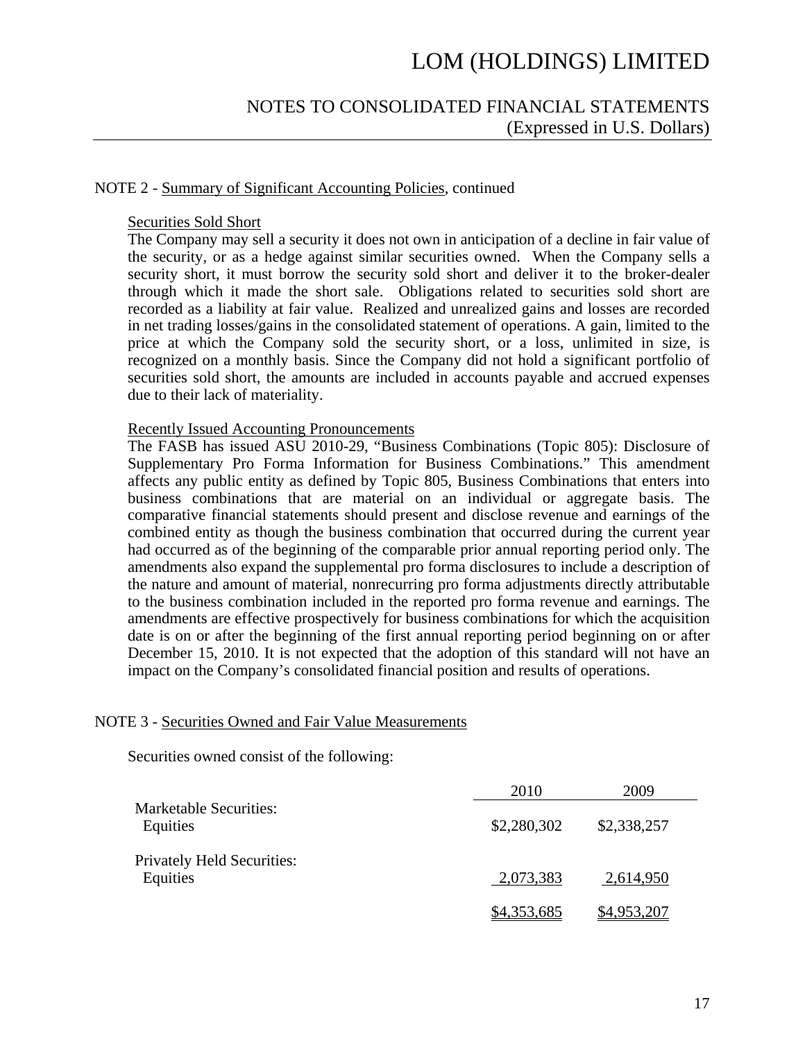NOTE 2 - Summary of Significant Accounting Policies, continued

Securities Sold Short

The Company may sell a security it does not own in anticipation of a decline in fair value of the security, or as a hedge against similar securities owned. When the Company sells a security short, it must borrow the security sold short and deliver it to the broker-dealer through which it made the short sale. Obligations related to securities sold short are recorded as a liability at fair value. Realized and unrealized gains and losses are recorded in net trading losses/gains in the consolidated statement of operations. A gain, limited to the price at which the Company sold the security short, or a loss, unlimited in size, is recognized on a monthly basis. Since the Company did not hold a significant portfolio of securities sold short, the amounts are included in accounts payable and accrued expenses due to their lack of materiality.

Recently Issued Accounting Pronouncements

The FASB has issued ASU 2010-29, "Business Combinations (Topic 805): Disclosure of Supplementary Pro Forma Information for Business Combinations." This amendment affects any public entity as defined by Topic 805, Business Combinations that enters into business combinations that are material on an individual or aggregate basis. The comparative financial statements should present and disclose revenue and earnings of the combined entity as though the business combination that occurred during the current year had occurred as of the beginning of the comparable prior annual reporting period only. The amendments also expand the supplemental pro forma disclosures to include a description of the nature and amount of material, nonrecurring pro forma adjustments directly attributable to the business combination included in the reported pro forma revenue and earnings. The amendments are effective prospectively for business combinations for which the acquisition date is on or after the beginning of the first annual reporting period beginning on or after December 15, 2010. It is not expected that the adoption of this standard will not have an impact on the Company's consolidated financial position and results of operations.

NOTE 3 - Securities Owned and Fair Value Measurements

Securities owned consist of the following:

| | 2010 | 2009 |
|---|---|---|
| Marketable Securities: | | |
| Equities | $2,280,302 | $2,338,257 |
| Privately Held Securities: | | |
| Equities | 2,073,383 | 2,614,950 |
| | $4,353,685 | $4,953,207 |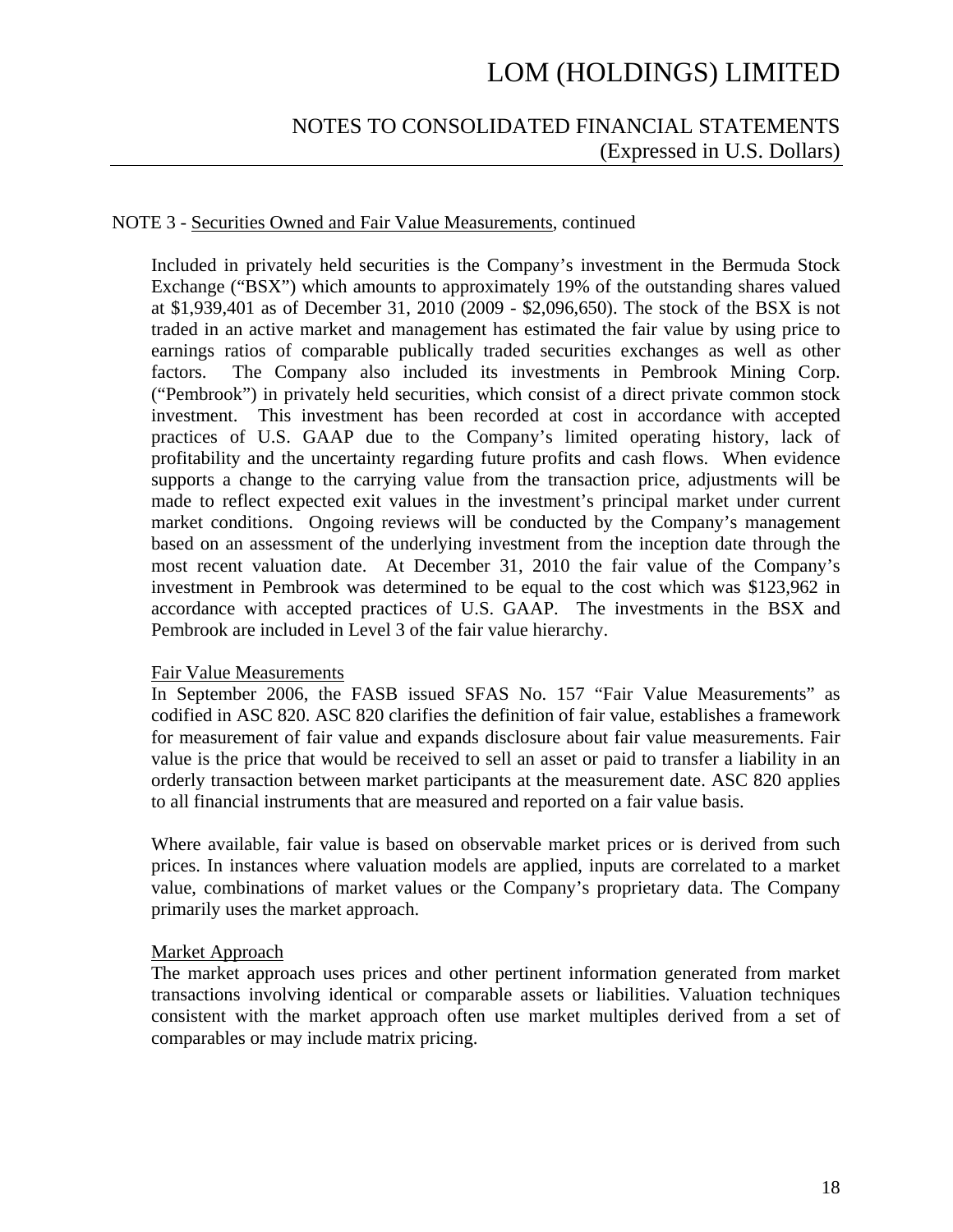NOTE 3 - Securities Owned and Fair Value Measurements, continued

Included in privately held securities is the Company's investment in the Bermuda Stock Exchange ("BSX") which amounts to approximately 19% of the outstanding shares valued at $1,939,401 as of December 31, 2010 (2009 - $2,096,650). The stock of the BSX is not traded in an active market and management has estimated the fair value by using price to earnings ratios of comparable publically traded securities exchanges as well as other factors. The Company also included its investments in Pembrook Mining Corp. ("Pembrook") in privately held securities, which consist of a direct private common stock investment. This investment has been recorded at cost in accordance with accepted practices of U.S. GAAP due to the Company's limited operating history, lack of profitability and the uncertainty regarding future profits and cash flows. When evidence supports a change to the carrying value from the transaction price, adjustments will be made to reflect expected exit values in the investment's principal market under current market conditions. Ongoing reviews will be conducted by the Company's management based on an assessment of the underlying investment from the inception date through the most recent valuation date. At December 31, 2010 the fair value of the Company's investment in Pembrook was determined to be equal to the cost which was $123,962 in accordance with accepted practices of U.S. GAAP. The investments in the BSX and Pembrook are included in Level 3 of the fair value hierarchy.

Fair Value Measurements

In September 2006, the FASB issued SFAS No. 157 "Fair Value Measurements" as codified in ASC 820. ASC 820 clarifies the definition of fair value, establishes a framework for measurement of fair value and expands disclosure about fair value measurements. Fair value is the price that would be received to sell an asset or paid to transfer a liability in an orderly transaction between market participants at the measurement date. ASC 820 applies to all financial instruments that are measured and reported on a fair value basis.

Where available, fair value is based on observable market prices or is derived from such prices. In instances where valuation models are applied, inputs are correlated to a market value, combinations of market values or the Company's proprietary data. The Company primarily uses the market approach.

Market Approach

The market approach uses prices and other pertinent information generated from market transactions involving identical or comparable assets or liabilities. Valuation techniques consistent with the market approach often use market multiples derived from a set of comparables or may include matrix pricing.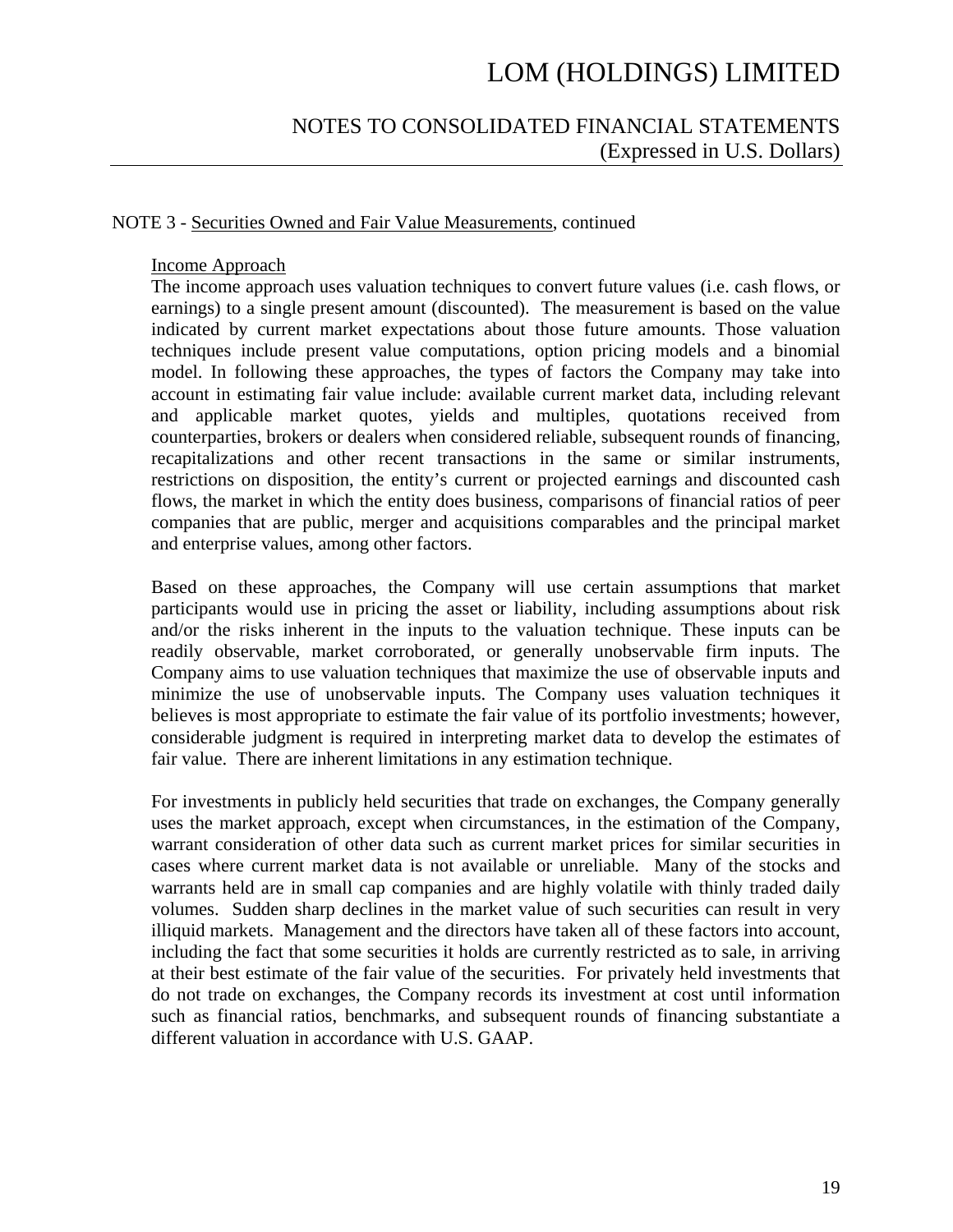NOTE 3 - Securities Owned and Fair Value Measurements, continued

Income Approach

The income approach uses valuation techniques to convert future values (i.e. cash flows, or earnings) to a single present amount (discounted). The measurement is based on the value indicated by current market expectations about those future amounts. Those valuation techniques include present value computations, option pricing models and a binomial model. In following these approaches, the types of factors the Company may take into account in estimating fair value include: available current market data, including relevant and applicable market quotes, yields and multiples, quotations received from counterparties, brokers or dealers when considered reliable, subsequent rounds of financing, recapitalizations and other recent transactions in the same or similar instruments, restrictions on disposition, the entity's current or projected earnings and discounted cash flows, the market in which the entity does business, comparisons of financial ratios of peer companies that are public, merger and acquisitions comparables and the principal market and enterprise values, among other factors.

Based on these approaches, the Company will use certain assumptions that market participants would use in pricing the asset or liability, including assumptions about risk and/or the risks inherent in the inputs to the valuation technique. These inputs can be readily observable, market corroborated, or generally unobservable firm inputs. The Company aims to use valuation techniques that maximize the use of observable inputs and minimize the use of unobservable inputs. The Company uses valuation techniques it believes is most appropriate to estimate the fair value of its portfolio investments; however, considerable judgment is required in interpreting market data to develop the estimates of fair value. There are inherent limitations in any estimation technique.

For investments in publicly held securities that trade on exchanges, the Company generally uses the market approach, except when circumstances, in the estimation of the Company, warrant consideration of other data such as current market prices for similar securities in cases where current market data is not available or unreliable. Many of the stocks and warrants held are in small cap companies and are highly volatile with thinly traded daily volumes. Sudden sharp declines in the market value of such securities can result in very illiquid markets. Management and the directors have taken all of these factors into account, including the fact that some securities it holds are currently restricted as to sale, in arriving at their best estimate of the fair value of the securities. For privately held investments that do not trade on exchanges, the Company records its investment at cost until information such as financial ratios, benchmarks, and subsequent rounds of financing substantiate a different valuation in accordance with U.S. GAAP.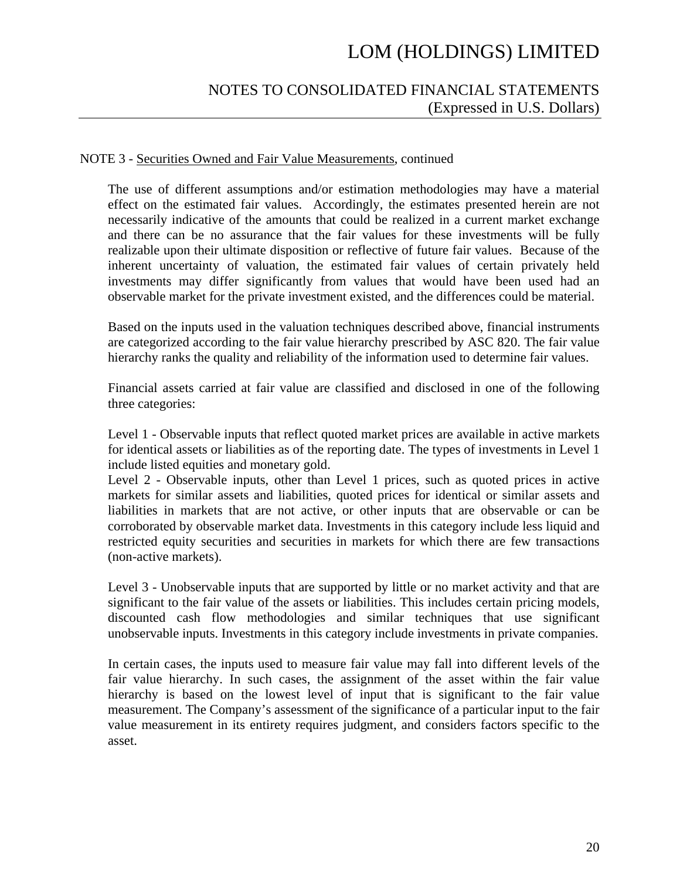NOTE 3 - Securities Owned and Fair Value Measurements, continued

The use of different assumptions and/or estimation methodologies may have a material effect on the estimated fair values. Accordingly, the estimates presented herein are not necessarily indicative of the amounts that could be realized in a current market exchange and there can be no assurance that the fair values for these investments will be fully realizable upon their ultimate disposition or reflective of future fair values. Because of the inherent uncertainty of valuation, the estimated fair values of certain privately held investments may differ significantly from values that would have been used had an observable market for the private investment existed, and the differences could be material.

Based on the inputs used in the valuation techniques described above, financial instruments are categorized according to the fair value hierarchy prescribed by ASC 820. The fair value hierarchy ranks the quality and reliability of the information used to determine fair values.

Financial assets carried at fair value are classified and disclosed in one of the following three categories:

Level 1 - Observable inputs that reflect quoted market prices are available in active markets for identical assets or liabilities as of the reporting date. The types of investments in Level 1 include listed equities and monetary gold.

Level 2 - Observable inputs, other than Level 1 prices, such as quoted prices in active markets for similar assets and liabilities, quoted prices for identical or similar assets and liabilities in markets that are not active, or other inputs that are observable or can be corroborated by observable market data. Investments in this category include less liquid and restricted equity securities and securities in markets for which there are few transactions (non-active markets).

Level 3 - Unobservable inputs that are supported by little or no market activity and that are significant to the fair value of the assets or liabilities. This includes certain pricing models, discounted cash flow methodologies and similar techniques that use significant unobservable inputs. Investments in this category include investments in private companies.

In certain cases, the inputs used to measure fair value may fall into different levels of the fair value hierarchy. In such cases, the assignment of the asset within the fair value hierarchy is based on the lowest level of input that is significant to the fair value measurement. The Company's assessment of the significance of a particular input to the fair value measurement in its entirety requires judgment, and considers factors specific to the asset.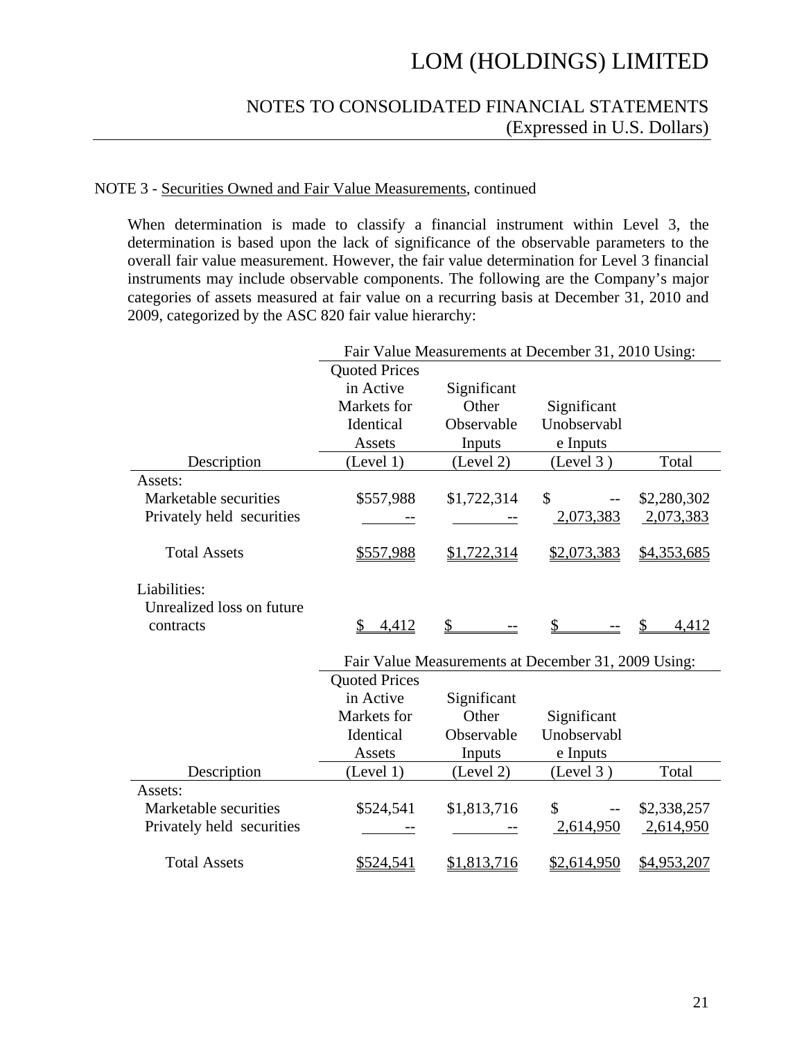# LOM (HOLDINGS) LIMITED

## NOTES TO CONSOLIDATED FINANCIAL STATEMENTS
(Expressed in U.S. Dollars)

NOTE 3 - Securities Owned and Fair Value Measurements, continued

When determination is made to classify a financial instrument within Level 3, the determination is based upon the lack of significance of the observable parameters to the overall fair value measurement. However, the fair value determination for Level 3 financial instruments may include observable components. The following are the Company's major categories of assets measured at fair value on a recurring basis at December 31, 2010 and 2009, categorized by the ASC 820 fair value hierarchy:

| | Fair Value Measurements at December 31, 2010 Using: | | | |
|---|---|---|---|---|
| Description | Quoted Prices in Active Markets for Identical Assets (Level 1) | Significant Other Observable Inputs (Level 2) | Significant Unobservable Inputs (Level 3 ) | Total |
| Assets: | | | | |
| Marketable securities | $557,988 | $1,722,314 | $ -- | $2,280,302 |
| Privately held securities | -- | -- | 2,073,383 | 2,073,383 |
| Total Assets | $557,988 | $1,722,314 | $2,073,383 | $4,353,685 |
| Liabilities: | | | | |
| Unrealized loss on future contracts | $ 4,412 | $ -- | $ -- | $ 4,412 |

| | Fair Value Measurements at December 31, 2009 Using: | | | |
|---|---|---|---|---|
| Description | Quoted Prices in Active Markets for Identical Assets (Level 1) | Significant Other Observable Inputs (Level 2) | Significant Unobservable Inputs (Level 3 ) | Total |
| Assets: | | | | |
| Marketable securities | $524,541 | $1,813,716 | $ -- | $2,338,257 |
| Privately held securities | -- | -- | 2,614,950 | 2,614,950 |
| Total Assets | $524,541 | $1,813,716 | $2,614,950 | $4,953,207 |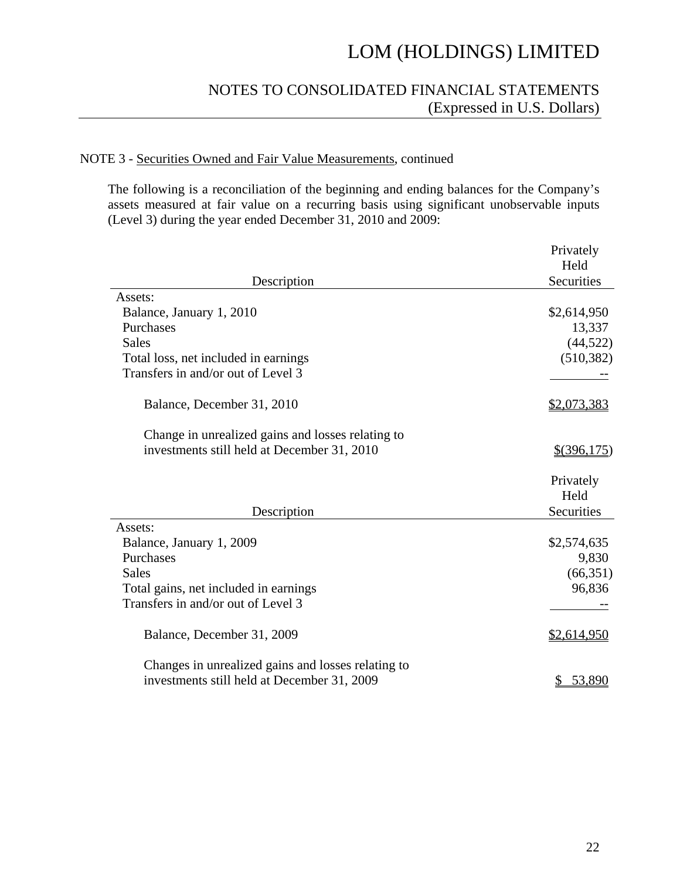# LOM (HOLDINGS) LIMITED

## NOTES TO CONSOLIDATED FINANCIAL STATEMENTS
(Expressed in U.S. Dollars)

NOTE 3 - Securities Owned and Fair Value Measurements, continued

The following is a reconciliation of the beginning and ending balances for the Company's assets measured at fair value on a recurring basis using significant unobservable inputs (Level 3) during the year ended December 31, 2010 and 2009:

| Description | Privately Held Securities |
|---|---|
| Assets: | |
| Balance, January 1, 2010 | $2,614,950 |
| Purchases | 13,337 |
| Sales | (44,522) |
| Total loss, net included in earnings | (510,382) |
| Transfers in and/or out of Level 3 | -- |
| Balance, December 31, 2010 | $2,073,383 |
| Change in unrealized gains and losses relating to investments still held at December 31, 2010 | $(396,175) |

| Description | Privately Held Securities |
|---|---|
| Assets: | |
| Balance, January 1, 2009 | $2,574,635 |
| Purchases | 9,830 |
| Sales | (66,351) |
| Total gains, net included in earnings | 96,836 |
| Transfers in and/or out of Level 3 | -- |
| Balance, December 31, 2009 | $2,614,950 |
| Changes in unrealized gains and losses relating to investments still held at December 31, 2009 | $ 53,890 |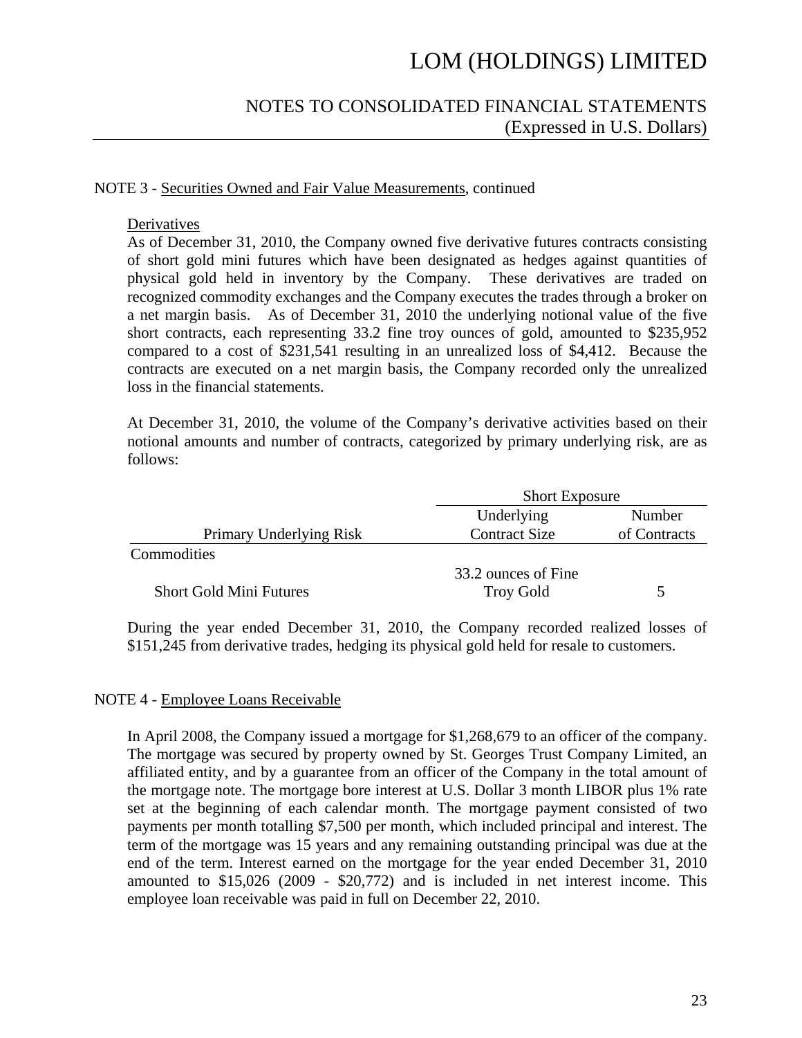NOTE 3 - Securities Owned and Fair Value Measurements, continued

Derivatives

As of December 31, 2010, the Company owned five derivative futures contracts consisting of short gold mini futures which have been designated as hedges against quantities of physical gold held in inventory by the Company. These derivatives are traded on recognized commodity exchanges and the Company executes the trades through a broker on a net margin basis. As of December 31, 2010 the underlying notional value of the five short contracts, each representing 33.2 fine troy ounces of gold, amounted to $235,952 compared to a cost of $231,541 resulting in an unrealized loss of $4,412. Because the contracts are executed on a net margin basis, the Company recorded only the unrealized loss in the financial statements.

At December 31, 2010, the volume of the Company's derivative activities based on their notional amounts and number of contracts, categorized by primary underlying risk, are as follows:

| | Short Exposure | |
|---|---|---|
| Primary Underlying Risk | Underlying Contract Size | Number of Contracts |
| Commodities | | |
| Short Gold Mini Futures | 33.2 ounces of Fine Troy Gold | 5 |

During the year ended December 31, 2010, the Company recorded realized losses of $151,245 from derivative trades, hedging its physical gold held for resale to customers.

NOTE 4 - Employee Loans Receivable

In April 2008, the Company issued a mortgage for $1,268,679 to an officer of the company. The mortgage was secured by property owned by St. Georges Trust Company Limited, an affiliated entity, and by a guarantee from an officer of the Company in the total amount of the mortgage note. The mortgage bore interest at U.S. Dollar 3 month LIBOR plus 1% rate set at the beginning of each calendar month. The mortgage payment consisted of two payments per month totalling $7,500 per month, which included principal and interest. The term of the mortgage was 15 years and any remaining outstanding principal was due at the end of the term. Interest earned on the mortgage for the year ended December 31, 2010 amounted to $15,026 (2009 - $20,772) and is included in net interest income. This employee loan receivable was paid in full on December 22, 2010.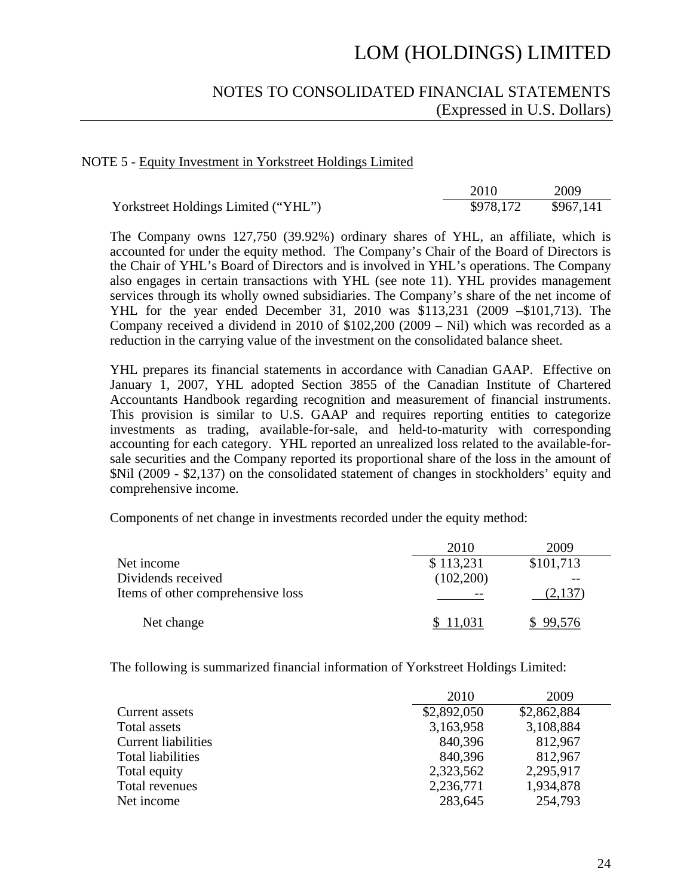# LOM (HOLDINGS) LIMITED

## NOTES TO CONSOLIDATED FINANCIAL STATEMENTS
(Expressed in U.S. Dollars)

NOTE 5 - Equity Investment in Yorkstreet Holdings Limited

| | 2010 | 2009 |
|---|---|---|
| Yorkstreet Holdings Limited ("YHL") | $978,172 | $967,141 |

The Company owns 127,750 (39.92%) ordinary shares of YHL, an affiliate, which is accounted for under the equity method. The Company's Chair of the Board of Directors is the Chair of YHL's Board of Directors and is involved in YHL's operations. The Company also engages in certain transactions with YHL (see note 11). YHL provides management services through its wholly owned subsidiaries. The Company's share of the net income of YHL for the year ended December 31, 2010 was $113,231 (2009 –$101,713). The Company received a dividend in 2010 of $102,200 (2009 – Nil) which was recorded as a reduction in the carrying value of the investment on the consolidated balance sheet.

YHL prepares its financial statements in accordance with Canadian GAAP. Effective on January 1, 2007, YHL adopted Section 3855 of the Canadian Institute of Chartered Accountants Handbook regarding recognition and measurement of financial instruments. This provision is similar to U.S. GAAP and requires reporting entities to categorize investments as trading, available-for-sale, and held-to-maturity with corresponding accounting for each category. YHL reported an unrealized loss related to the available-for-sale securities and the Company reported its proportional share of the loss in the amount of $Nil (2009 - $2,137) on the consolidated statement of changes in stockholders' equity and comprehensive income.

Components of net change in investments recorded under the equity method:

| | 2010 | 2009 |
|---|---|---|
| Net income | $ 113,231 | $101,713 |
| Dividends received | (102,200) | -- |
| Items of other comprehensive loss | -- | (2,137) |
| Net change | $ 11,031 | $ 99,576 |

The following is summarized financial information of Yorkstreet Holdings Limited:

| | 2010 | 2009 |
|---|---|---|
| Current assets | $2,892,050 | $2,862,884 |
| Total assets | 3,163,958 | 3,108,884 |
| Current liabilities | 840,396 | 812,967 |
| Total liabilities | 840,396 | 812,967 |
| Total equity | 2,323,562 | 2,295,917 |
| Total revenues | 2,236,771 | 1,934,878 |
| Net income | 283,645 | 254,793 |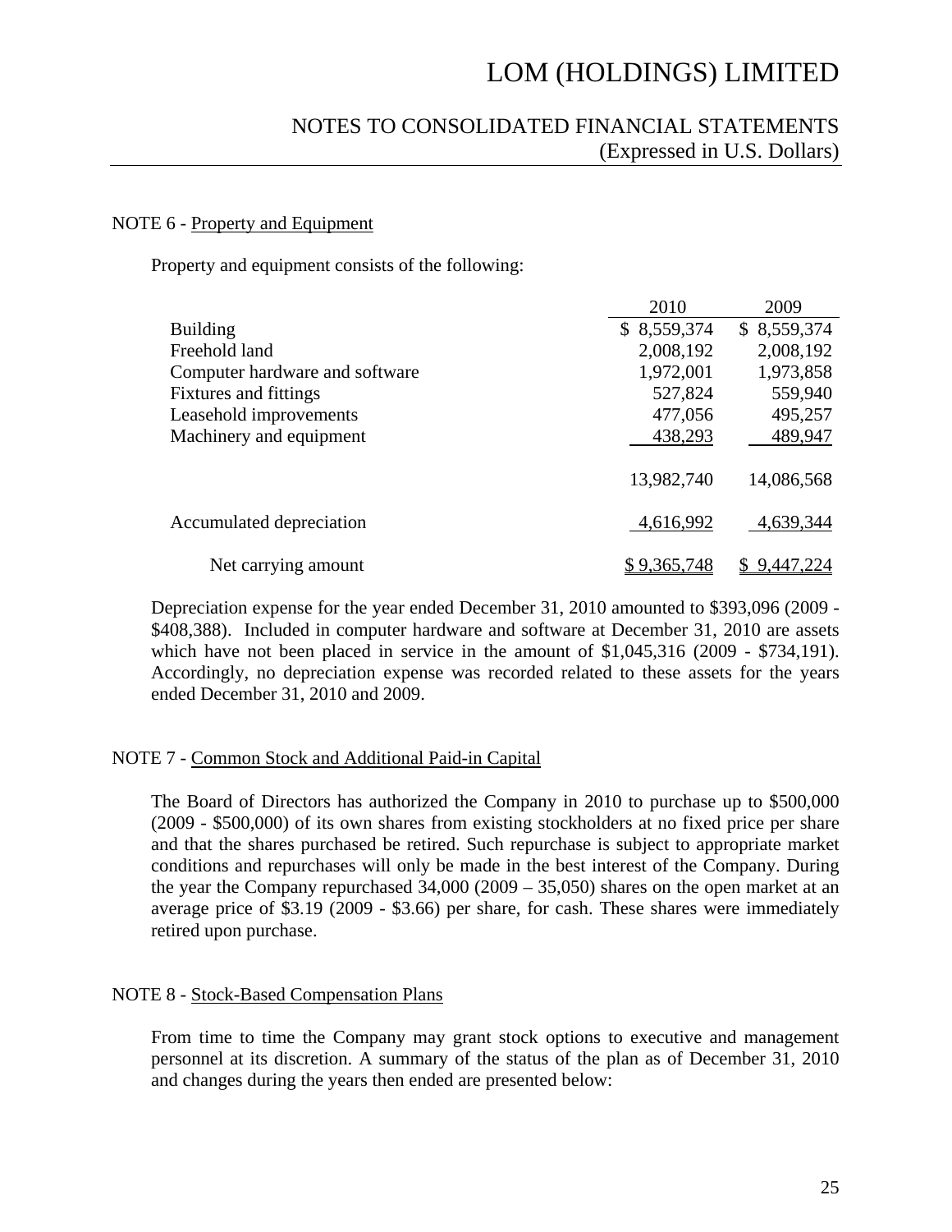# LOM (HOLDINGS) LIMITED

## NOTES TO CONSOLIDATED FINANCIAL STATEMENTS (Expressed in U.S. Dollars)

### NOTE 6 - Property and Equipment

Property and equipment consists of the following:

| | 2010 | 2009 |
|---|---|---|
| Building | $ 8,559,374 | $ 8,559,374 |
| Freehold land | 2,008,192 | 2,008,192 |
| Computer hardware and software | 1,972,001 | 1,973,858 |
| Fixtures and fittings | 527,824 | 559,940 |
| Leasehold improvements | 477,056 | 495,257 |
| Machinery and equipment | 438,293 | 489,947 |
| | 13,982,740 | 14,086,568 |
| Accumulated depreciation | 4,616,992 | 4,639,344 |
| Net carrying amount | $ 9,365,748 | $ 9,447,224 |

Depreciation expense for the year ended December 31, 2010 amounted to $393,096 (2009 - $408,388). Included in computer hardware and software at December 31, 2010 are assets which have not been placed in service in the amount of $1,045,316 (2009 - $734,191). Accordingly, no depreciation expense was recorded related to these assets for the years ended December 31, 2010 and 2009.

### NOTE 7 - Common Stock and Additional Paid-in Capital

The Board of Directors has authorized the Company in 2010 to purchase up to $500,000 (2009 - $500,000) of its own shares from existing stockholders at no fixed price per share and that the shares purchased be retired. Such repurchase is subject to appropriate market conditions and repurchases will only be made in the best interest of the Company. During the year the Company repurchased 34,000 (2009 – 35,050) shares on the open market at an average price of $3.19 (2009 - $3.66) per share, for cash. These shares were immediately retired upon purchase.

### NOTE 8 - Stock-Based Compensation Plans

From time to time the Company may grant stock options to executive and management personnel at its discretion. A summary of the status of the plan as of December 31, 2010 and changes during the years then ended are presented below: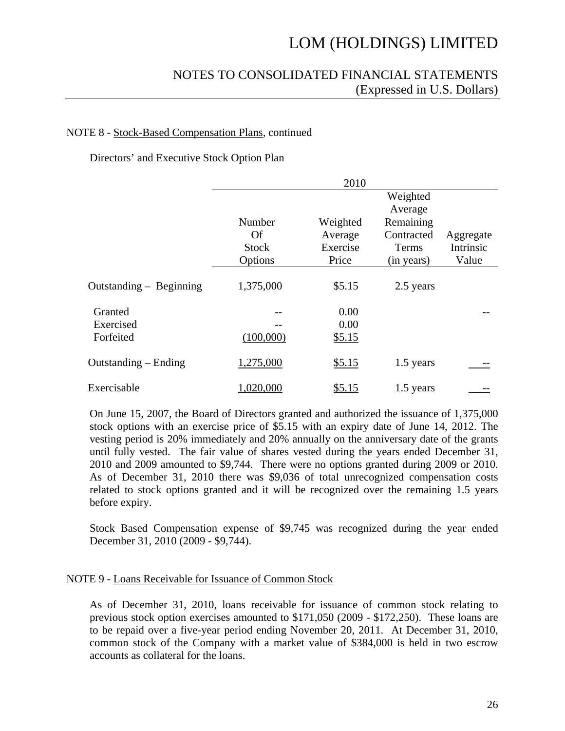# LOM (HOLDINGS) LIMITED

## NOTES TO CONSOLIDATED FINANCIAL STATEMENTS
(Expressed in U.S. Dollars)

NOTE 8 - Stock-Based Compensation Plans, continued

Directors' and Executive Stock Option Plan

| | 2010 | | | |
|---|---|---|---|---|
| | Number Of Stock Options | Weighted Average Exercise Price | Weighted Average Remaining Contracted Terms (in years) | Aggregate Intrinsic Value |
| Outstanding – Beginning | 1,375,000 | $5.15 | 2.5 years | |
| Granted | -- | 0.00 | | -- |
| Exercised | -- | 0.00 | | |
| Forfeited | (100,000) | $5.15 | | |
| Outstanding – Ending | 1,275,000 | $5.15 | 1.5 years | -- |
| Exercisable | 1,020,000 | $5.15 | 1.5 years | -- |

On June 15, 2007, the Board of Directors granted and authorized the issuance of 1,375,000 stock options with an exercise price of $5.15 with an expiry date of June 14, 2012. The vesting period is 20% immediately and 20% annually on the anniversary date of the grants until fully vested. The fair value of shares vested during the years ended December 31, 2010 and 2009 amounted to $9,744. There were no options granted during 2009 or 2010. As of December 31, 2010 there was $9,036 of total unrecognized compensation costs related to stock options granted and it will be recognized over the remaining 1.5 years before expiry.

Stock Based Compensation expense of $9,745 was recognized during the year ended December 31, 2010 (2009 - $9,744).

NOTE 9 - Loans Receivable for Issuance of Common Stock

As of December 31, 2010, loans receivable for issuance of common stock relating to previous stock option exercises amounted to $171,050 (2009 - $172,250). These loans are to be repaid over a five-year period ending November 20, 2011. At December 31, 2010, common stock of the Company with a market value of $384,000 is held in two escrow accounts as collateral for the loans.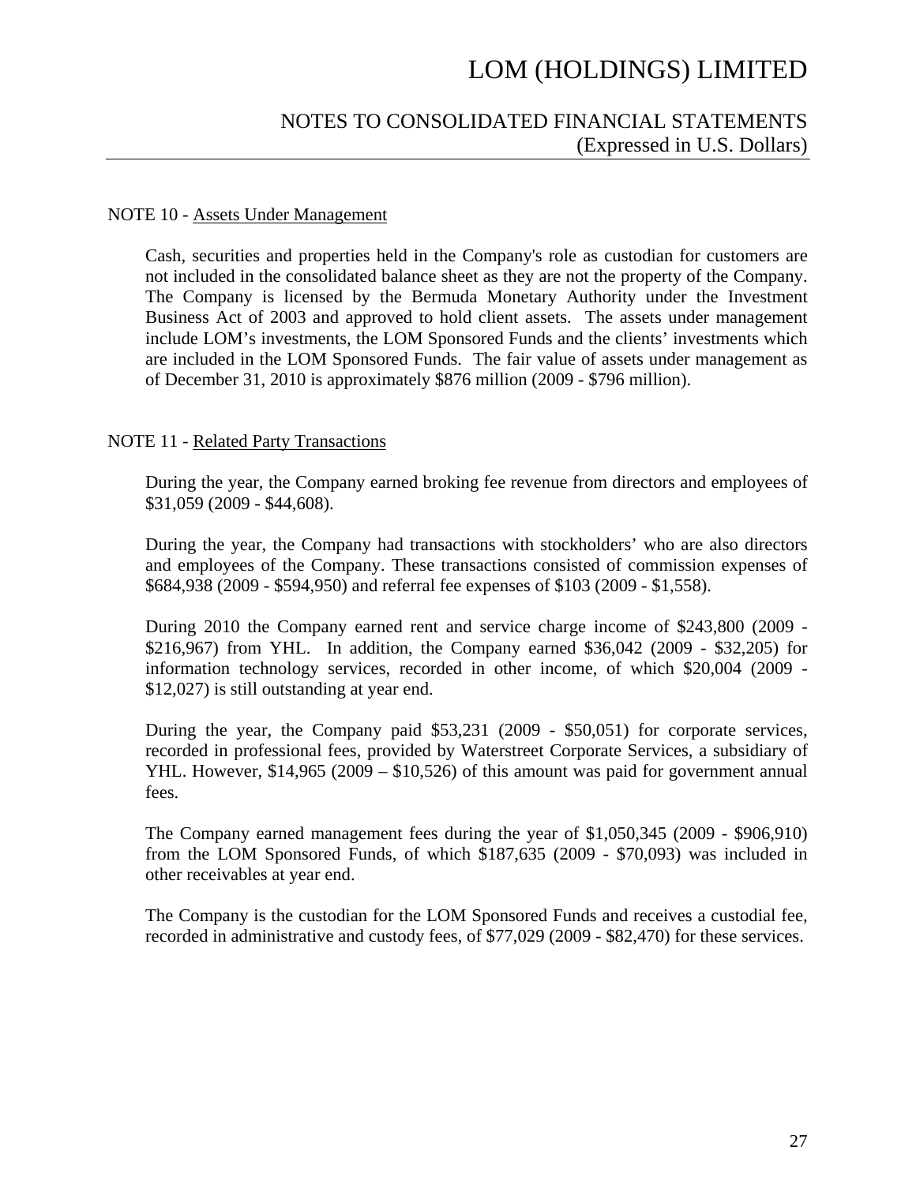NOTE 10 - Assets Under Management

Cash, securities and properties held in the Company's role as custodian for customers are not included in the consolidated balance sheet as they are not the property of the Company. The Company is licensed by the Bermuda Monetary Authority under the Investment Business Act of 2003 and approved to hold client assets. The assets under management include LOM's investments, the LOM Sponsored Funds and the clients' investments which are included in the LOM Sponsored Funds. The fair value of assets under management as of December 31, 2010 is approximately $876 million (2009 - $796 million).

NOTE 11 - Related Party Transactions

During the year, the Company earned broking fee revenue from directors and employees of $31,059 (2009 - $44,608).

During the year, the Company had transactions with stockholders' who are also directors and employees of the Company. These transactions consisted of commission expenses of $684,938 (2009 - $594,950) and referral fee expenses of $103 (2009 - $1,558).

During 2010 the Company earned rent and service charge income of $243,800 (2009 - $216,967) from YHL. In addition, the Company earned $36,042 (2009 - $32,205) for information technology services, recorded in other income, of which $20,004 (2009 - $12,027) is still outstanding at year end.

During the year, the Company paid $53,231 (2009 - $50,051) for corporate services, recorded in professional fees, provided by Waterstreet Corporate Services, a subsidiary of YHL. However, $14,965 (2009 – $10,526) of this amount was paid for government annual fees.

The Company earned management fees during the year of $1,050,345 (2009 - $906,910) from the LOM Sponsored Funds, of which $187,635 (2009 - $70,093) was included in other receivables at year end.

The Company is the custodian for the LOM Sponsored Funds and receives a custodial fee, recorded in administrative and custody fees, of $77,029 (2009 - $82,470) for these services.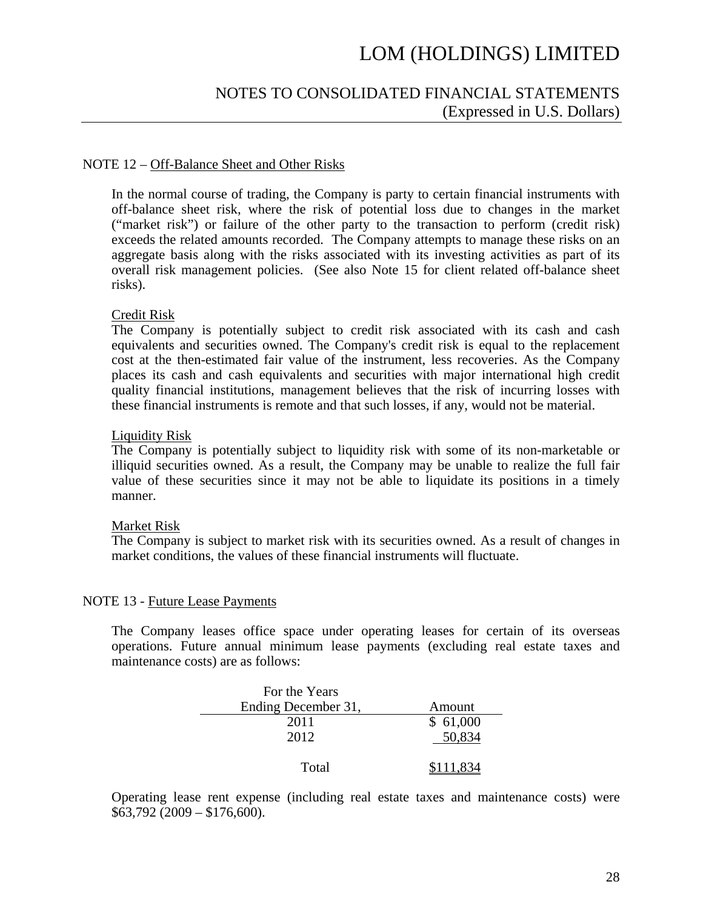# LOM (HOLDINGS) LIMITED

## NOTES TO CONSOLIDATED FINANCIAL STATEMENTS
(Expressed in U.S. Dollars)

### NOTE 12 – Off-Balance Sheet and Other Risks

In the normal course of trading, the Company is party to certain financial instruments with off-balance sheet risk, where the risk of potential loss due to changes in the market ("market risk") or failure of the other party to the transaction to perform (credit risk) exceeds the related amounts recorded. The Company attempts to manage these risks on an aggregate basis along with the risks associated with its investing activities as part of its overall risk management policies. (See also Note 15 for client related off-balance sheet risks).

Credit Risk

The Company is potentially subject to credit risk associated with its cash and cash equivalents and securities owned. The Company's credit risk is equal to the replacement cost at the then-estimated fair value of the instrument, less recoveries. As the Company places its cash and cash equivalents and securities with major international high credit quality financial institutions, management believes that the risk of incurring losses with these financial instruments is remote and that such losses, if any, would not be material.

Liquidity Risk

The Company is potentially subject to liquidity risk with some of its non-marketable or illiquid securities owned. As a result, the Company may be unable to realize the full fair value of these securities since it may not be able to liquidate its positions in a timely manner.

Market Risk

The Company is subject to market risk with its securities owned. As a result of changes in market conditions, the values of these financial instruments will fluctuate.

### NOTE 13 - Future Lease Payments

The Company leases office space under operating leases for certain of its overseas operations. Future annual minimum lease payments (excluding real estate taxes and maintenance costs) are as follows:

| For the Years Ending December 31, | Amount |
|---|---|
| 2011 | $ 61,000 |
| 2012 | 50,834 |
| Total | $111,834 |

Operating lease rent expense (including real estate taxes and maintenance costs) were $63,792 (2009 – $176,600).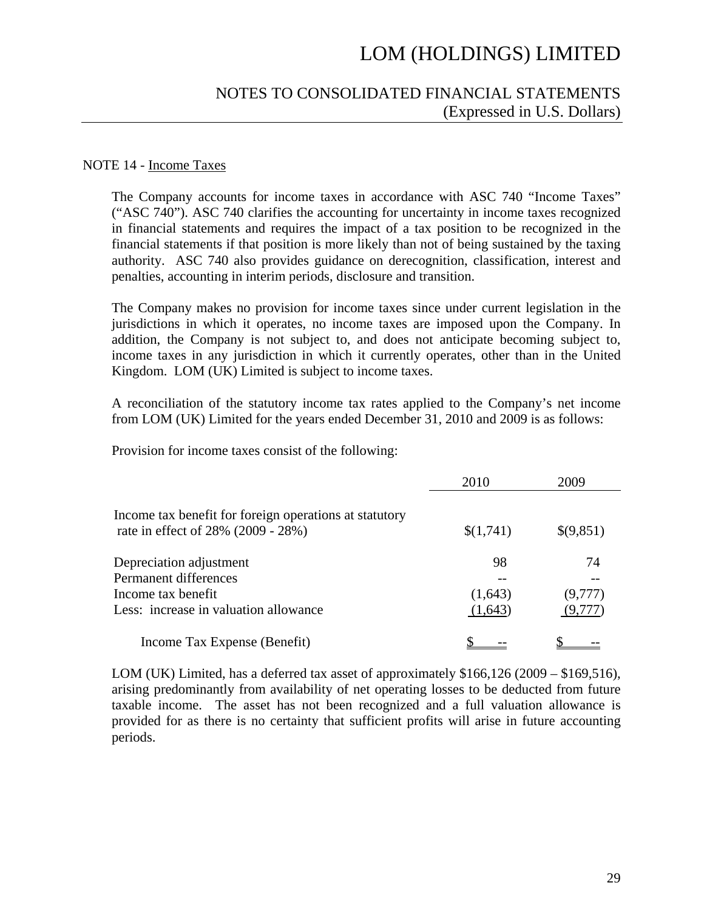NOTE 14 - Income Taxes

The Company accounts for income taxes in accordance with ASC 740 "Income Taxes" ("ASC 740"). ASC 740 clarifies the accounting for uncertainty in income taxes recognized in financial statements and requires the impact of a tax position to be recognized in the financial statements if that position is more likely than not of being sustained by the taxing authority. ASC 740 also provides guidance on derecognition, classification, interest and penalties, accounting in interim periods, disclosure and transition.

The Company makes no provision for income taxes since under current legislation in the jurisdictions in which it operates, no income taxes are imposed upon the Company. In addition, the Company is not subject to, and does not anticipate becoming subject to, income taxes in any jurisdiction in which it currently operates, other than in the United Kingdom. LOM (UK) Limited is subject to income taxes.

A reconciliation of the statutory income tax rates applied to the Company's net income from LOM (UK) Limited for the years ended December 31, 2010 and 2009 is as follows:

Provision for income taxes consist of the following:

| | 2010 | 2009 |
|---|---|---|
| Income tax benefit for foreign operations at statutory rate in effect of 28% (2009 - 28%) | $(1,741) | $(9,851) |
| Depreciation adjustment | 98 | 74 |
| Permanent differences | -- | -- |
| Income tax benefit | (1,643) | (9,777) |
| Less: increase in valuation allowance | (1,643) | (9,777) |
| Income Tax Expense (Benefit) | $ -- | $ -- |

LOM (UK) Limited, has a deferred tax asset of approximately $166,126 (2009 – $169,516), arising predominantly from availability of net operating losses to be deducted from future taxable income. The asset has not been recognized and a full valuation allowance is provided for as there is no certainty that sufficient profits will arise in future accounting periods.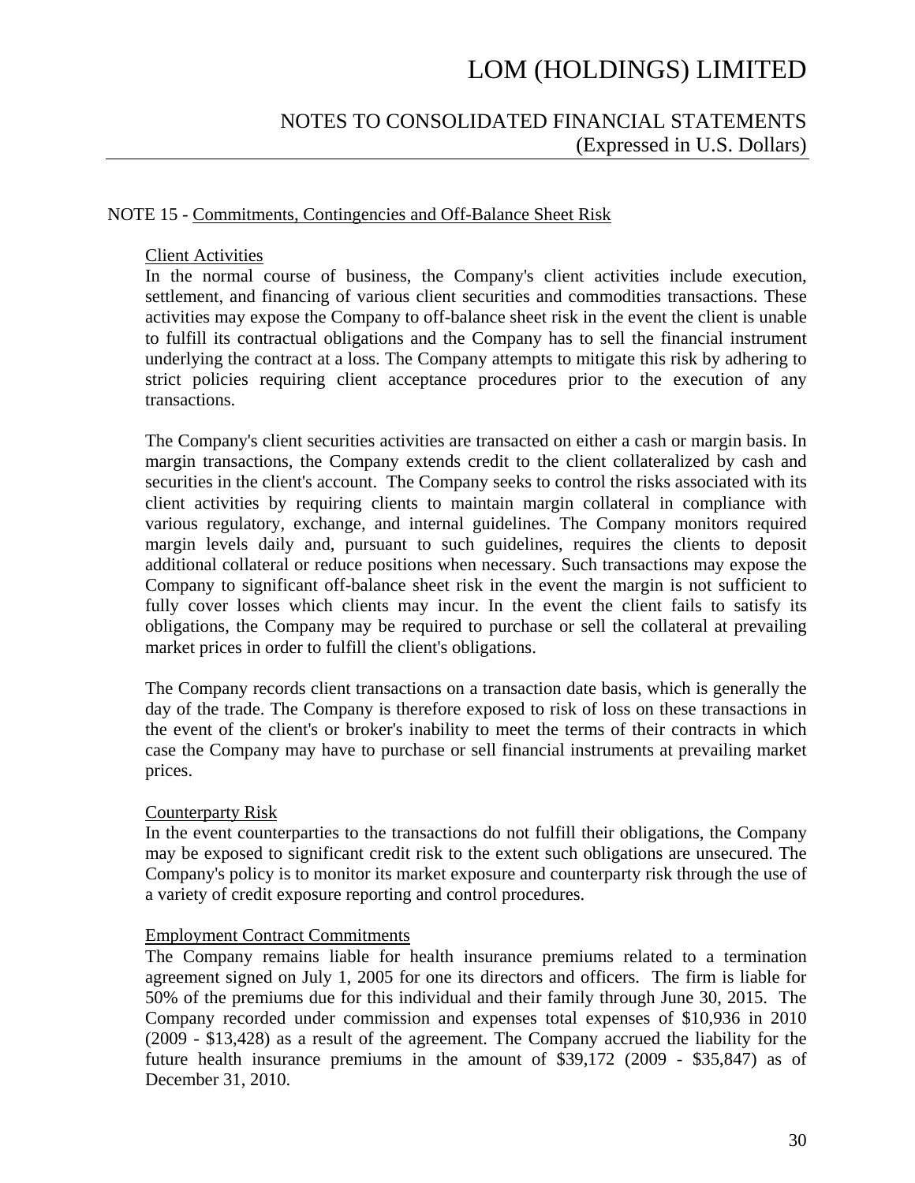## NOTE 15 - Commitments, Contingencies and Off-Balance Sheet Risk

### Client Activities

In the normal course of business, the Company's client activities include execution, settlement, and financing of various client securities and commodities transactions. These activities may expose the Company to off-balance sheet risk in the event the client is unable to fulfill its contractual obligations and the Company has to sell the financial instrument underlying the contract at a loss. The Company attempts to mitigate this risk by adhering to strict policies requiring client acceptance procedures prior to the execution of any transactions.

The Company's client securities activities are transacted on either a cash or margin basis. In margin transactions, the Company extends credit to the client collateralized by cash and securities in the client's account. The Company seeks to control the risks associated with its client activities by requiring clients to maintain margin collateral in compliance with various regulatory, exchange, and internal guidelines. The Company monitors required margin levels daily and, pursuant to such guidelines, requires the clients to deposit additional collateral or reduce positions when necessary. Such transactions may expose the Company to significant off-balance sheet risk in the event the margin is not sufficient to fully cover losses which clients may incur. In the event the client fails to satisfy its obligations, the Company may be required to purchase or sell the collateral at prevailing market prices in order to fulfill the client's obligations.

The Company records client transactions on a transaction date basis, which is generally the day of the trade. The Company is therefore exposed to risk of loss on these transactions in the event of the client's or broker's inability to meet the terms of their contracts in which case the Company may have to purchase or sell financial instruments at prevailing market prices.

### Counterparty Risk

In the event counterparties to the transactions do not fulfill their obligations, the Company may be exposed to significant credit risk to the extent such obligations are unsecured. The Company's policy is to monitor its market exposure and counterparty risk through the use of a variety of credit exposure reporting and control procedures.

### Employment Contract Commitments

The Company remains liable for health insurance premiums related to a termination agreement signed on July 1, 2005 for one its directors and officers. The firm is liable for 50% of the premiums due for this individual and their family through June 30, 2015. The Company recorded under commission and expenses total expenses of $10,936 in 2010 (2009 - $13,428) as a result of the agreement. The Company accrued the liability for the future health insurance premiums in the amount of $39,172 (2009 - $35,847) as of December 31, 2010.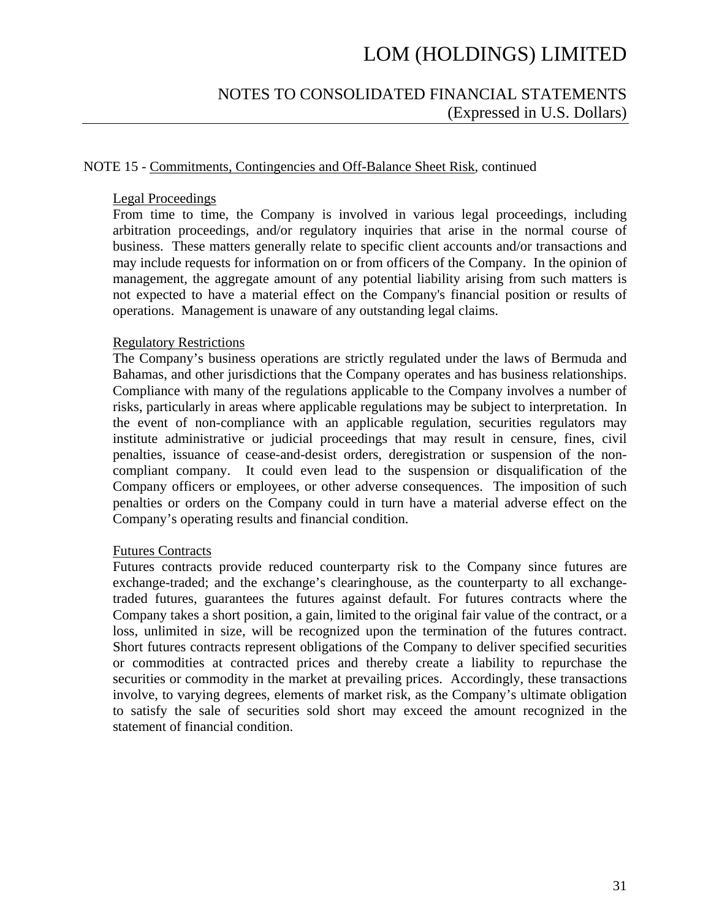NOTE 15 - Commitments, Contingencies and Off-Balance Sheet Risk, continued

Legal Proceedings

From time to time, the Company is involved in various legal proceedings, including arbitration proceedings, and/or regulatory inquiries that arise in the normal course of business. These matters generally relate to specific client accounts and/or transactions and may include requests for information on or from officers of the Company. In the opinion of management, the aggregate amount of any potential liability arising from such matters is not expected to have a material effect on the Company's financial position or results of operations. Management is unaware of any outstanding legal claims.

Regulatory Restrictions

The Company’s business operations are strictly regulated under the laws of Bermuda and Bahamas, and other jurisdictions that the Company operates and has business relationships. Compliance with many of the regulations applicable to the Company involves a number of risks, particularly in areas where applicable regulations may be subject to interpretation. In the event of non-compliance with an applicable regulation, securities regulators may institute administrative or judicial proceedings that may result in censure, fines, civil penalties, issuance of cease-and-desist orders, deregistration or suspension of the non-compliant company. It could even lead to the suspension or disqualification of the Company officers or employees, or other adverse consequences. The imposition of such penalties or orders on the Company could in turn have a material adverse effect on the Company’s operating results and financial condition.

Futures Contracts

Futures contracts provide reduced counterparty risk to the Company since futures are exchange-traded; and the exchange’s clearinghouse, as the counterparty to all exchange-traded futures, guarantees the futures against default. For futures contracts where the Company takes a short position, a gain, limited to the original fair value of the contract, or a loss, unlimited in size, will be recognized upon the termination of the futures contract. Short futures contracts represent obligations of the Company to deliver specified securities or commodities at contracted prices and thereby create a liability to repurchase the securities or commodity in the market at prevailing prices. Accordingly, these transactions involve, to varying degrees, elements of market risk, as the Company’s ultimate obligation to satisfy the sale of securities sold short may exceed the amount recognized in the statement of financial condition.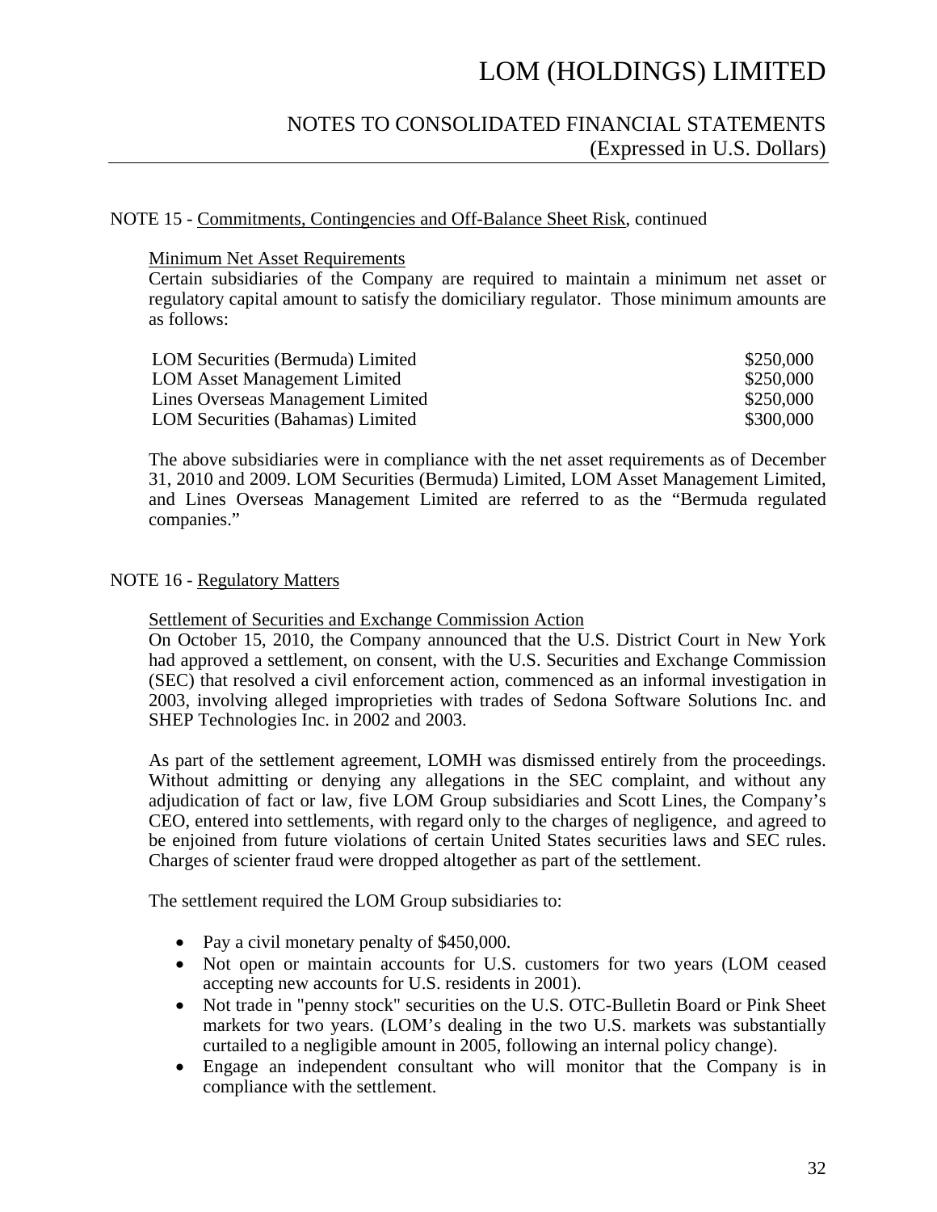NOTE 15 - Commitments, Contingencies and Off-Balance Sheet Risk, continued

Minimum Net Asset Requirements

Certain subsidiaries of the Company are required to maintain a minimum net asset or regulatory capital amount to satisfy the domiciliary regulator. Those minimum amounts are as follows:

| | |
|---|---|
| LOM Securities (Bermuda) Limited | $250,000 |
| LOM Asset Management Limited | $250,000 |
| Lines Overseas Management Limited | $250,000 |
| LOM Securities (Bahamas) Limited | $300,000 |

The above subsidiaries were in compliance with the net asset requirements as of December 31, 2010 and 2009. LOM Securities (Bermuda) Limited, LOM Asset Management Limited, and Lines Overseas Management Limited are referred to as the "Bermuda regulated companies."

NOTE 16 - Regulatory Matters

Settlement of Securities and Exchange Commission Action

On October 15, 2010, the Company announced that the U.S. District Court in New York had approved a settlement, on consent, with the U.S. Securities and Exchange Commission (SEC) that resolved a civil enforcement action, commenced as an informal investigation in 2003, involving alleged improprieties with trades of Sedona Software Solutions Inc. and SHEP Technologies Inc. in 2002 and 2003.

As part of the settlement agreement, LOMH was dismissed entirely from the proceedings. Without admitting or denying any allegations in the SEC complaint, and without any adjudication of fact or law, five LOM Group subsidiaries and Scott Lines, the Company's CEO, entered into settlements, with regard only to the charges of negligence, and agreed to be enjoined from future violations of certain United States securities laws and SEC rules. Charges of scienter fraud were dropped altogether as part of the settlement.

The settlement required the LOM Group subsidiaries to:

- Pay a civil monetary penalty of $450,000.
- Not open or maintain accounts for U.S. customers for two years (LOM ceased accepting new accounts for U.S. residents in 2001).
- Not trade in "penny stock" securities on the U.S. OTC-Bulletin Board or Pink Sheet markets for two years. (LOM's dealing in the two U.S. markets was substantially curtailed to a negligible amount in 2005, following an internal policy change).
- Engage an independent consultant who will monitor that the Company is in compliance with the settlement.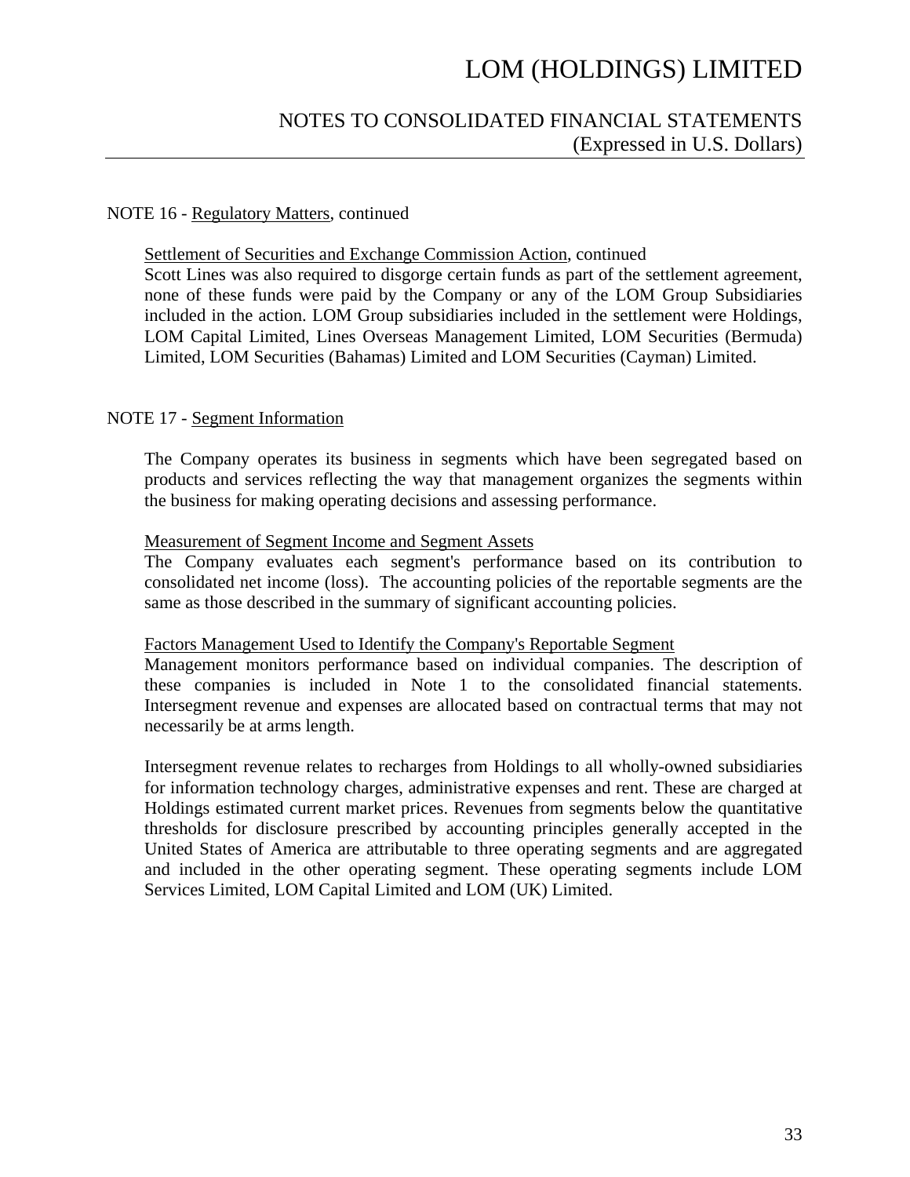NOTE 16 - Regulatory Matters, continued

Settlement of Securities and Exchange Commission Action, continued

Scott Lines was also required to disgorge certain funds as part of the settlement agreement, none of these funds were paid by the Company or any of the LOM Group Subsidiaries included in the action. LOM Group subsidiaries included in the settlement were Holdings, LOM Capital Limited, Lines Overseas Management Limited, LOM Securities (Bermuda) Limited, LOM Securities (Bahamas) Limited and LOM Securities (Cayman) Limited.

NOTE 17 - Segment Information

The Company operates its business in segments which have been segregated based on products and services reflecting the way that management organizes the segments within the business for making operating decisions and assessing performance.

Measurement of Segment Income and Segment Assets

The Company evaluates each segment's performance based on its contribution to consolidated net income (loss). The accounting policies of the reportable segments are the same as those described in the summary of significant accounting policies.

Factors Management Used to Identify the Company's Reportable Segment

Management monitors performance based on individual companies. The description of these companies is included in Note 1 to the consolidated financial statements. Intersegment revenue and expenses are allocated based on contractual terms that may not necessarily be at arms length.

Intersegment revenue relates to recharges from Holdings to all wholly-owned subsidiaries for information technology charges, administrative expenses and rent. These are charged at Holdings estimated current market prices. Revenues from segments below the quantitative thresholds for disclosure prescribed by accounting principles generally accepted in the United States of America are attributable to three operating segments and are aggregated and included in the other operating segment. These operating segments include LOM Services Limited, LOM Capital Limited and LOM (UK) Limited.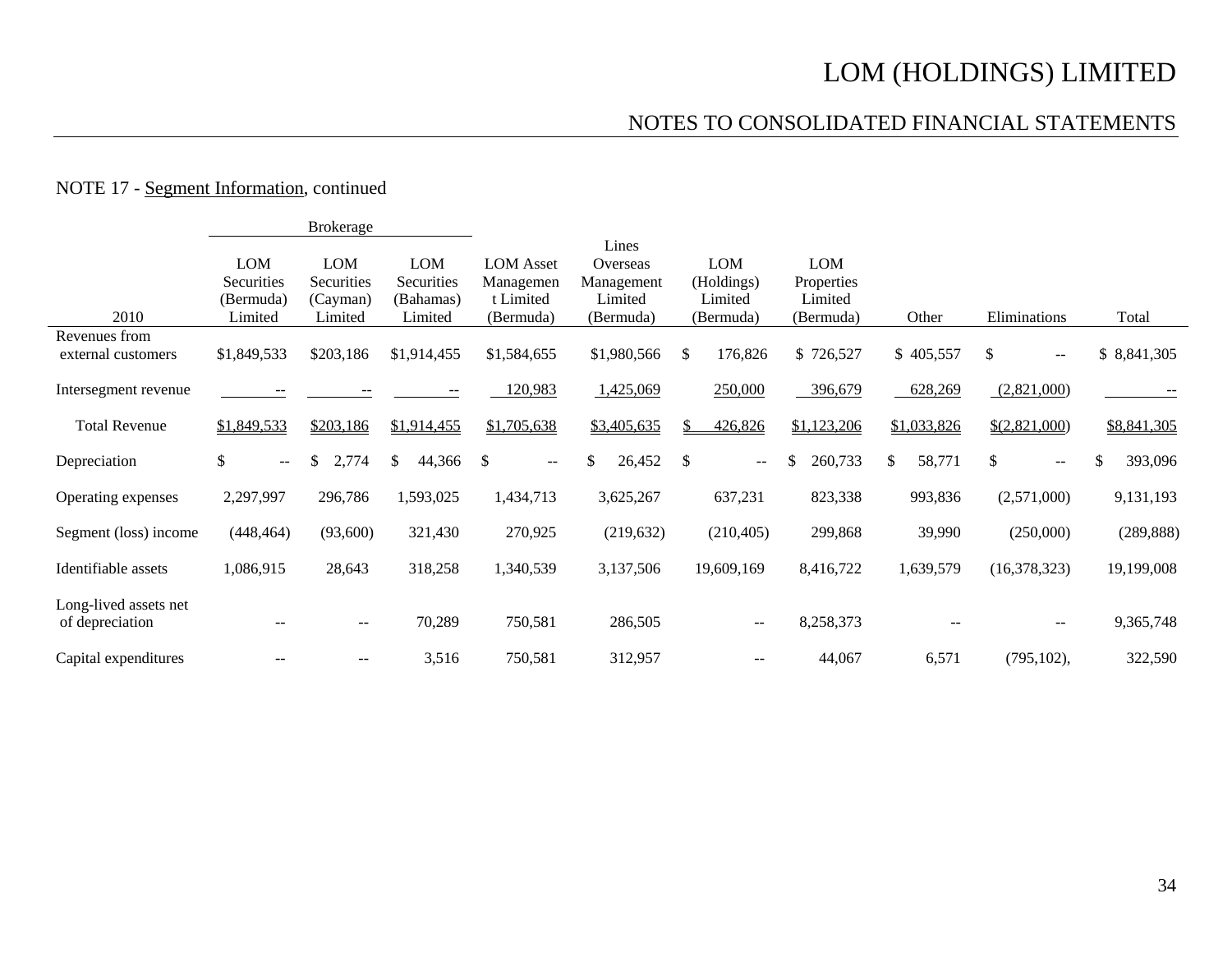NOTE 17 - Segment Information, continued

| 2010 | Brokerage | | | | | | | | | |
|---|---|---|---|---|---|---|---|---|---|---|
| | LOM Securities (Bermuda) Limited | LOM Securities (Cayman) Limited | LOM Securities (Bahamas) Limited | LOM Asset Management Limited (Bermuda) | Lines Overseas Management Limited (Bermuda) | LOM (Holdings) Limited (Bermuda) | LOM Properties Limited (Bermuda) | Other | Eliminations | Total |
| Revenues from external customers | $1,849,533 | $203,186 | $1,914,455 | $1,584,655 | $1,980,566 | $ 176,826 | $ 726,527 | $ 405,557 | $ -- | $ 8,841,305 |
| Intersegment revenue | -- | -- | -- | 120,983 | 1,425,069 | 250,000 | 396,679 | 628,269 | (2,821,000) | -- |
| Total Revenue | $1,849,533 | $203,186 | $1,914,455 | $1,705,638 | $3,405,635 | $ 426,826 | $1,123,206 | $1,033,826 | $(2,821,000) | $8,841,305 |
| Depreciation | $ -- | $ 2,774 | $ 44,366 | $ -- | $ 26,452 | $ -- | $ 260,733 | $ 58,771 | $ -- | $ 393,096 |
| Operating expenses | 2,297,997 | 296,786 | 1,593,025 | 1,434,713 | 3,625,267 | 637,231 | 823,338 | 993,836 | (2,571,000) | 9,131,193 |
| Segment (loss) income | (448,464) | (93,600) | 321,430 | 270,925 | (219,632) | (210,405) | 299,868 | 39,990 | (250,000) | (289,888) |
| Identifiable assets | 1,086,915 | 28,643 | 318,258 | 1,340,539 | 3,137,506 | 19,609,169 | 8,416,722 | 1,639,579 | (16,378,323) | 19,199,008 |
| Long-lived assets net of depreciation | -- | -- | 70,289 | 750,581 | 286,505 | -- | 8,258,373 | -- | -- | 9,365,748 |
| Capital expenditures | -- | -- | 3,516 | 750,581 | 312,957 | -- | 44,067 | 6,571 | (795,102), | 322,590 |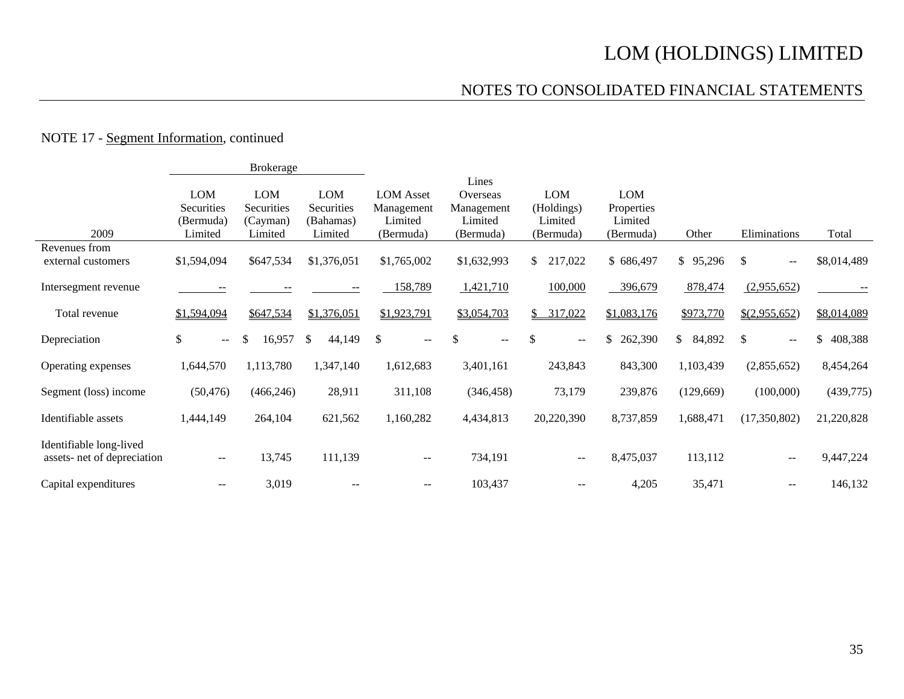NOTE 17 - Segment Information, continued

| 2009 | Brokerage LOM Securities (Bermuda) Limited | Brokerage LOM Securities (Cayman) Limited | Brokerage LOM Securities (Bahamas) Limited | LOM Asset Management Limited (Bermuda) | Lines Overseas Management Limited (Bermuda) | LOM (Holdings) Limited (Bermuda) | LOM Properties Limited (Bermuda) | Other | Eliminations | Total |
|---|---|---|---|---|---|---|---|---|---|---|
| Revenues from external customers | $1,594,094 | $647,534 | $1,376,051 | $1,765,002 | $1,632,993 | $ 217,022 | $ 686,497 | $ 95,296 | $ -- | $8,014,489 |
| Intersegment revenue | -- | -- | -- | 158,789 | 1,421,710 | 100,000 | 396,679 | 878,474 | (2,955,652) | -- |
| Total revenue | $1,594,094 | $647,534 | $1,376,051 | $1,923,791 | $3,054,703 | $ 317,022 | $1,083,176 | $973,770 | $(2,955,652) | $8,014,089 |
| Depreciation | $ -- | $ 16,957 | $ 44,149 | $ -- | $ -- | $ -- | $ 262,390 | $ 84,892 | $ -- | $ 408,388 |
| Operating expenses | 1,644,570 | 1,113,780 | 1,347,140 | 1,612,683 | 3,401,161 | 243,843 | 843,300 | 1,103,439 | (2,855,652) | 8,454,264 |
| Segment (loss) income | (50,476) | (466,246) | 28,911 | 311,108 | (346,458) | 73,179 | 239,876 | (129,669) | (100,000) | (439,775) |
| Identifiable assets | 1,444,149 | 264,104 | 621,562 | 1,160,282 | 4,434,813 | 20,220,390 | 8,737,859 | 1,688,471 | (17,350,802) | 21,220,828 |
| Identifiable long-lived assets- net of depreciation | -- | 13,745 | 111,139 | -- | 734,191 | -- | 8,475,037 | 113,112 | -- | 9,447,224 |
| Capital expenditures | -- | 3,019 | -- | -- | 103,437 | -- | 4,205 | 35,471 | -- | 146,132 |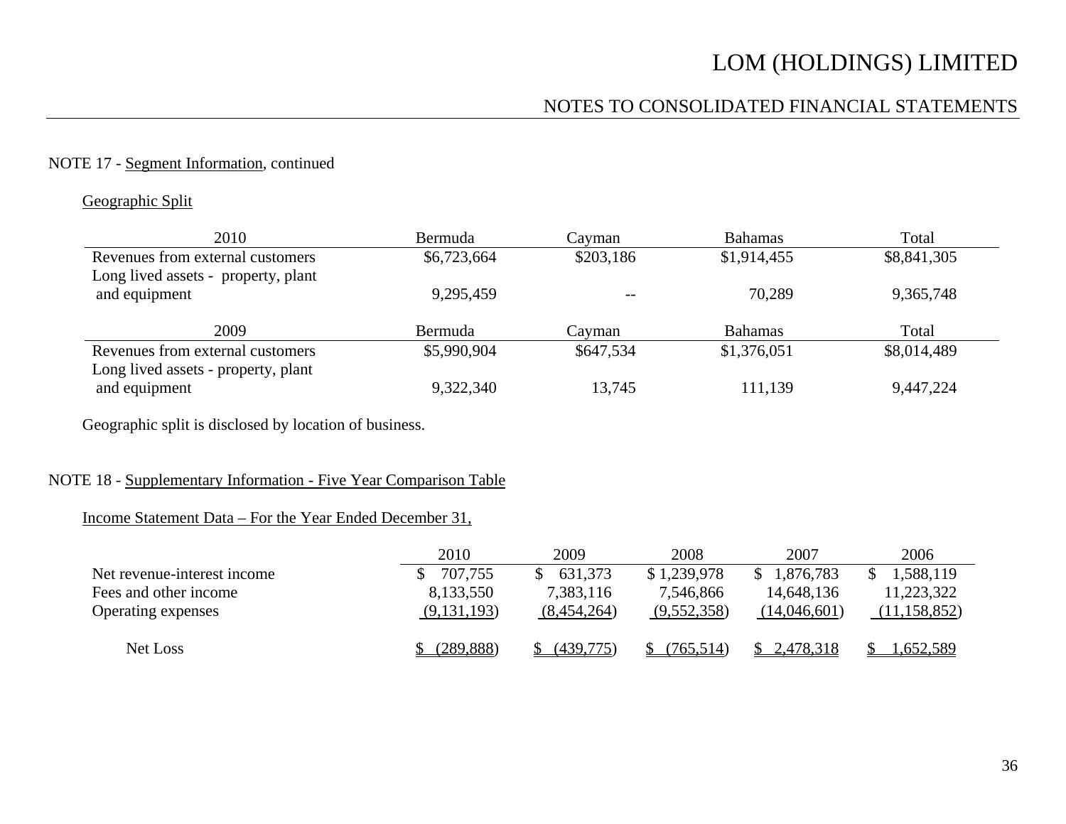NOTE 17 - Segment Information, continued

Geographic Split

| 2010 | Bermuda | Cayman | Bahamas | Total |
|---|---|---|---|---|
| Revenues from external customers | $6,723,664 | $203,186 | $1,914,455 | $8,841,305 |
| Long lived assets - property, plant and equipment | 9,295,459 | -- | 70,289 | 9,365,748 |

| 2009 | Bermuda | Cayman | Bahamas | Total |
|---|---|---|---|---|
| Revenues from external customers | $5,990,904 | $647,534 | $1,376,051 | $8,014,489 |
| Long lived assets - property, plant and equipment | 9,322,340 | 13,745 | 111,139 | 9,447,224 |

Geographic split is disclosed by location of business.

NOTE 18 - Supplementary Information - Five Year Comparison Table

Income Statement Data – For the Year Ended December 31,

| | 2010 | 2009 | 2008 | 2007 | 2006 |
|---|---|---|---|---|---|
| Net revenue-interest income | $ 707,755 | $ 631,373 | $ 1,239,978 | $ 1,876,783 | $ 1,588,119 |
| Fees and other income | 8,133,550 | 7,383,116 | 7,546,866 | 14,648,136 | 11,223,322 |
| Operating expenses | (9,131,193) | (8,454,264) | (9,552,358) | (14,046,601) | (11,158,852) |
| Net Loss | $ (289,888) | $ (439,775) | $ (765,514) | $ 2,478,318 | $ 1,652,589 |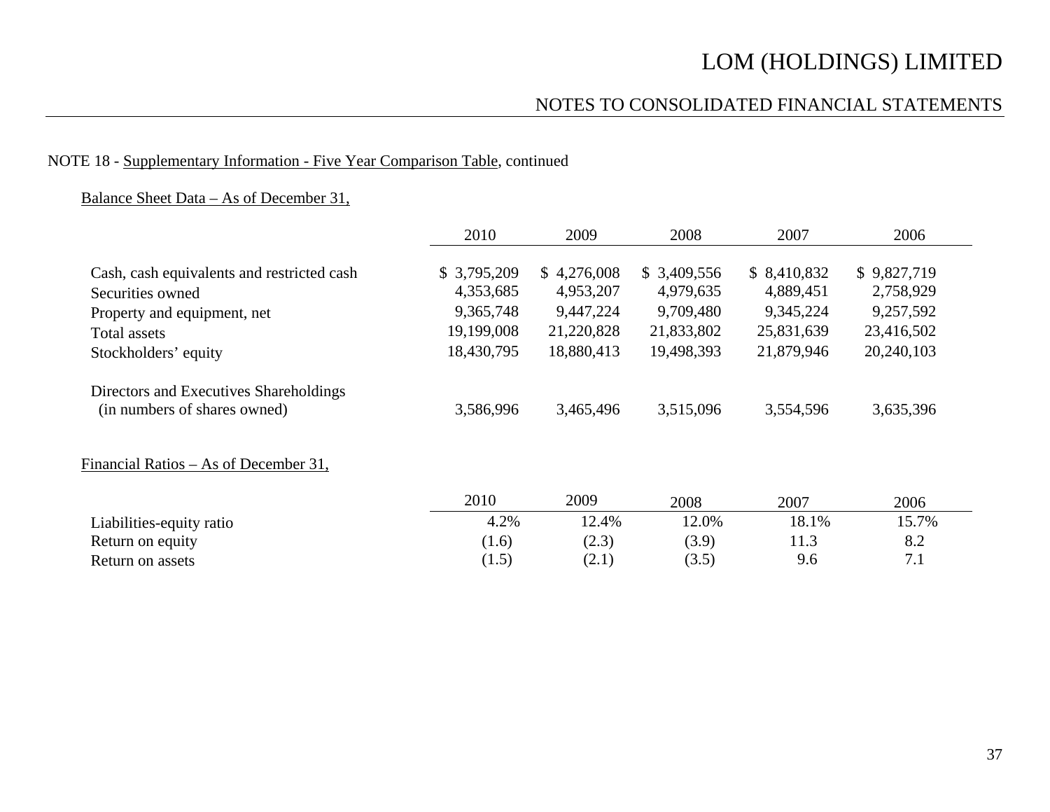NOTE 18 - Supplementary Information - Five Year Comparison Table, continued

Balance Sheet Data – As of December 31,

| | 2010 | 2009 | 2008 | 2007 | 2006 |
|---|---|---|---|---|---|
| Cash, cash equivalents and restricted cash | $ 3,795,209 | $ 4,276,008 | $ 3,409,556 | $ 8,410,832 | $ 9,827,719 |
| Securities owned | 4,353,685 | 4,953,207 | 4,979,635 | 4,889,451 | 2,758,929 |
| Property and equipment, net | 9,365,748 | 9,447,224 | 9,709,480 | 9,345,224 | 9,257,592 |
| Total assets | 19,199,008 | 21,220,828 | 21,833,802 | 25,831,639 | 23,416,502 |
| Stockholders' equity | 18,430,795 | 18,880,413 | 19,498,393 | 21,879,946 | 20,240,103 |
| Directors and Executives Shareholdings (in numbers of shares owned) | 3,586,996 | 3,465,496 | 3,515,096 | 3,554,596 | 3,635,396 |

Financial Ratios – As of December 31,

| | 2010 | 2009 | 2008 | 2007 | 2006 |
|---|---|---|---|---|---|
| Liabilities-equity ratio | 4.2% | 12.4% | 12.0% | 18.1% | 15.7% |
| Return on equity | (1.6) | (2.3) | (3.9) | 11.3 | 8.2 |
| Return on assets | (1.5) | (2.1) | (3.5) | 9.6 | 7.1 |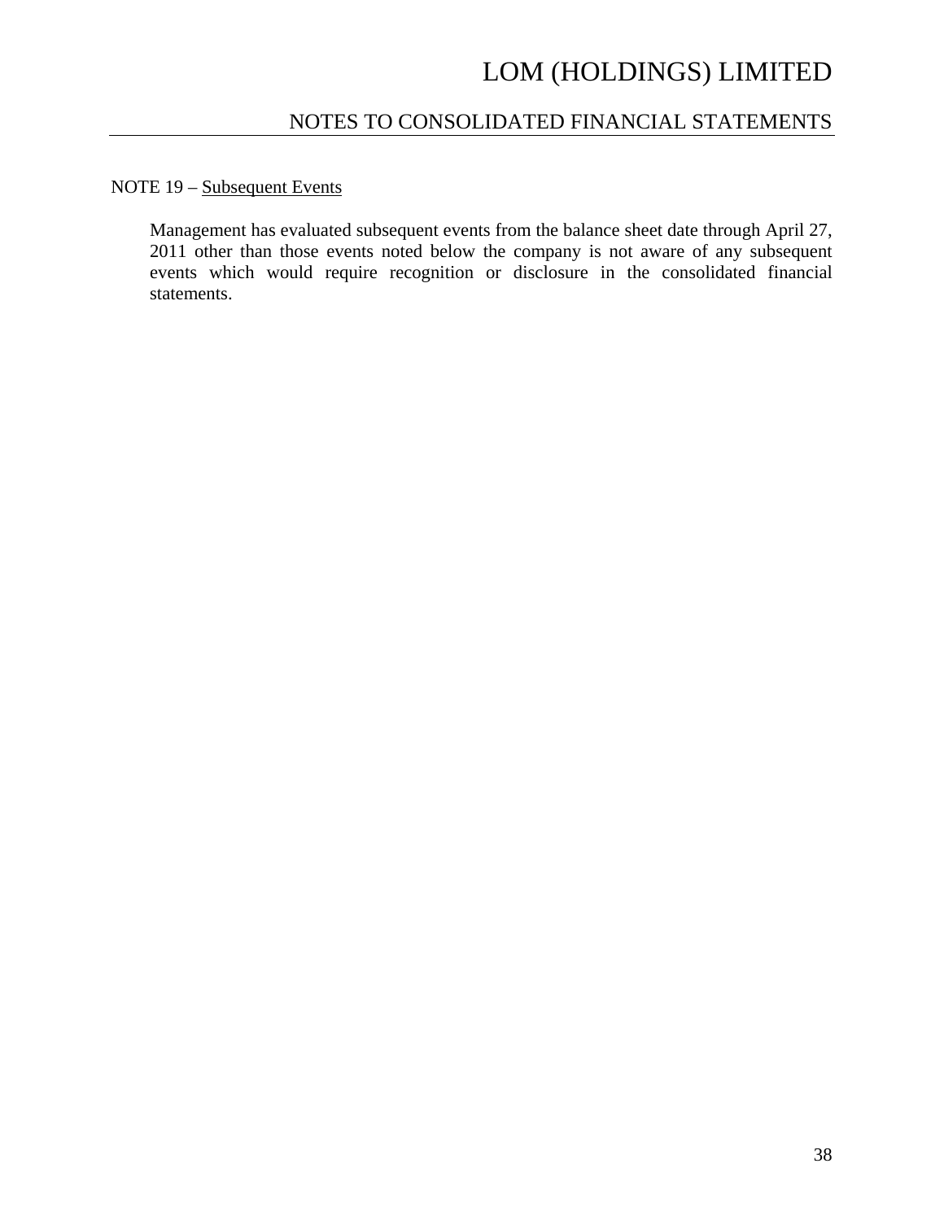NOTE 19 – Subsequent Events

Management has evaluated subsequent events from the balance sheet date through April 27, 2011 other than those events noted below the company is not aware of any subsequent events which would require recognition or disclosure in the consolidated financial statements.